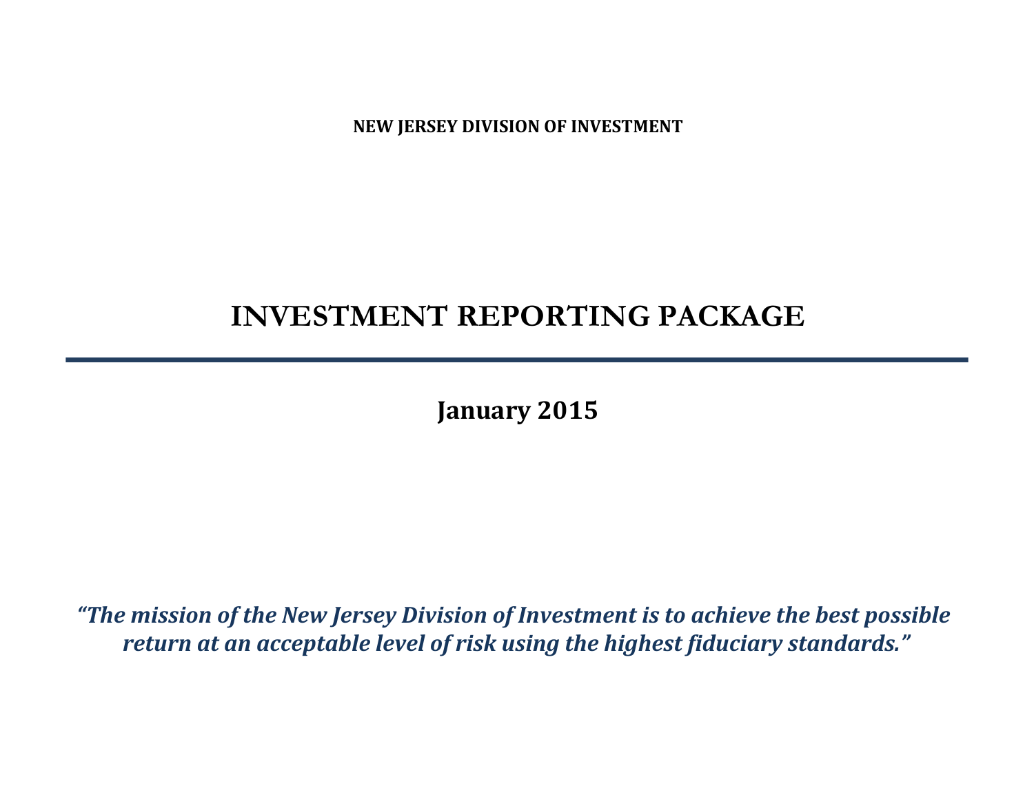**NEW JERSEY DIVISION OF INVESTMENT**

# INVESTMENT REPORTING PACKAGE

---

**January 2015**

***"The mission of the New Jersey Division of Investment is to achieve the best possible return at an acceptable level of risk using the highest fiduciary standards."***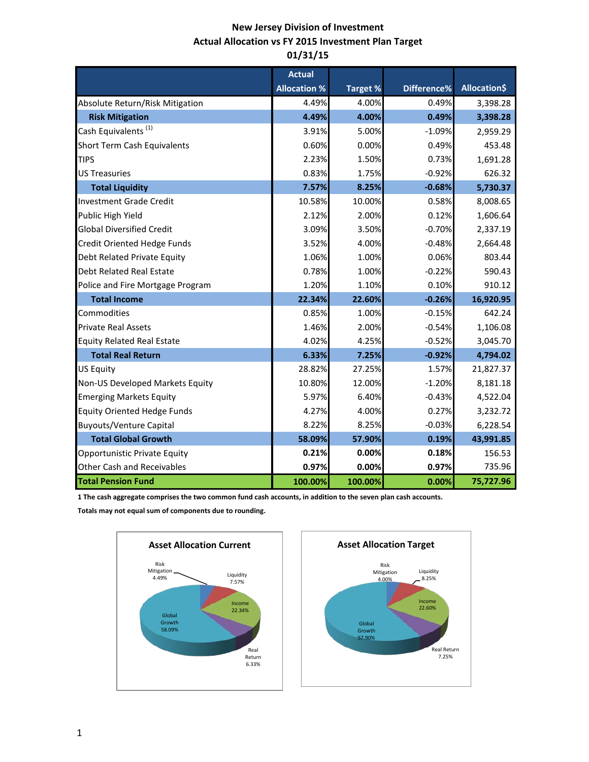# New Jersey Division of Investment
## Actual Allocation vs FY 2015 Investment Plan Target
## 01/31/15

| | Actual Allocation % | Target % | Difference% | Allocation$ |
|---|---|---|---|---|
| Absolute Return/Risk Mitigation | 4.49% | 4.00% | 0.49% | 3,398.28 |
| **Risk Mitigation** | **4.49%** | **4.00%** | **0.49%** | **3,398.28** |
| Cash Equivalents [1] | 3.91% | 5.00% | -1.09% | 2,959.29 |
| Short Term Cash Equivalents | 0.60% | 0.00% | 0.49% | 453.48 |
| TIPS | 2.23% | 1.50% | 0.73% | 1,691.28 |
| US Treasuries | 0.83% | 1.75% | -0.92% | 626.32 |
| **Total Liquidity** | **7.57%** | **8.25%** | **-0.68%** | **5,730.37** |
| Investment Grade Credit | 10.58% | 10.00% | 0.58% | 8,008.65 |
| Public High Yield | 2.12% | 2.00% | 0.12% | 1,606.64 |
| Global Diversified Credit | 3.09% | 3.50% | -0.70% | 2,337.19 |
| Credit Oriented Hedge Funds | 3.52% | 4.00% | -0.48% | 2,664.48 |
| Debt Related Private Equity | 1.06% | 1.00% | 0.06% | 803.44 |
| Debt Related Real Estate | 0.78% | 1.00% | -0.22% | 590.43 |
| Police and Fire Mortgage Program | 1.20% | 1.10% | 0.10% | 910.12 |
| **Total Income** | **22.34%** | **22.60%** | **-0.26%** | **16,920.95** |
| Commodities | 0.85% | 1.00% | -0.15% | 642.24 |
| Private Real Assets | 1.46% | 2.00% | -0.54% | 1,106.08 |
| Equity Related Real Estate | 4.02% | 4.25% | -0.52% | 3,045.70 |
| **Total Real Return** | **6.33%** | **7.25%** | **-0.92%** | **4,794.02** |
| US Equity | 28.82% | 27.25% | 1.57% | 21,827.37 |
| Non-US Developed Markets Equity | 10.80% | 12.00% | -1.20% | 8,181.18 |
| Emerging Markets Equity | 5.97% | 6.40% | -0.43% | 4,522.04 |
| Equity Oriented Hedge Funds | 4.27% | 4.00% | 0.27% | 3,232.72 |
| Buyouts/Venture Capital | 8.22% | 8.25% | -0.03% | 6,228.54 |
| **Total Global Growth** | **58.09%** | **57.90%** | **0.19%** | **43,991.85** |
| Opportunistic Private Equity | **0.21%** | **0.00%** | **0.18%** | 156.53 |
| Other Cash and Receivables | **0.97%** | **0.00%** | **0.97%** | 735.96 |
| **Total Pension Fund** | **100.00%** | **100.00%** | **0.00%** | **75,727.96** |

**1 The cash aggregate comprises the two common fund cash accounts, in addition to the seven plan cash accounts.**

**Totals may not equal sum of components due to rounding.**

**Asset Allocation Current**

Risk Mitigation 4.49%; Liquidity 7.57%; Income 22.34%; Real Return 6.33%; Global Growth 58.09%

**Asset Allocation Target**

Risk Mitigation 4.00%; Liquidity 8.25%; Income 22.60%; Real Return 7.25%; Global Growth 57.90%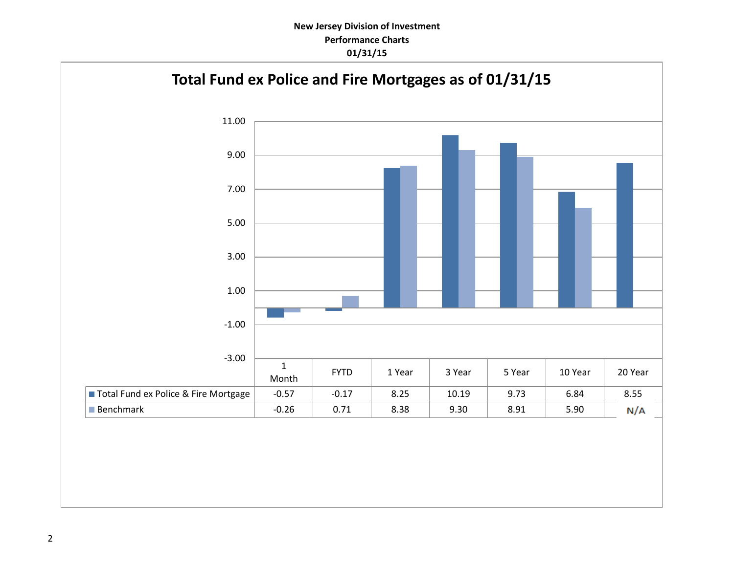**New Jersey Division of Investment**
**Performance Charts**
**01/31/15**

## Total Fund ex Police and Fire Mortgages as of 01/31/15

| | 1 Month | FYTD | 1 Year | 3 Year | 5 Year | 10 Year | 20 Year |
|---|---|---|---|---|---|---|---|
| Total Fund ex Police & Fire Mortgage | -0.57 | -0.17 | 8.25 | 10.19 | 9.73 | 6.84 | 8.55 |
| Benchmark | -0.26 | 0.71 | 8.38 | 9.30 | 8.91 | 5.90 | N/A |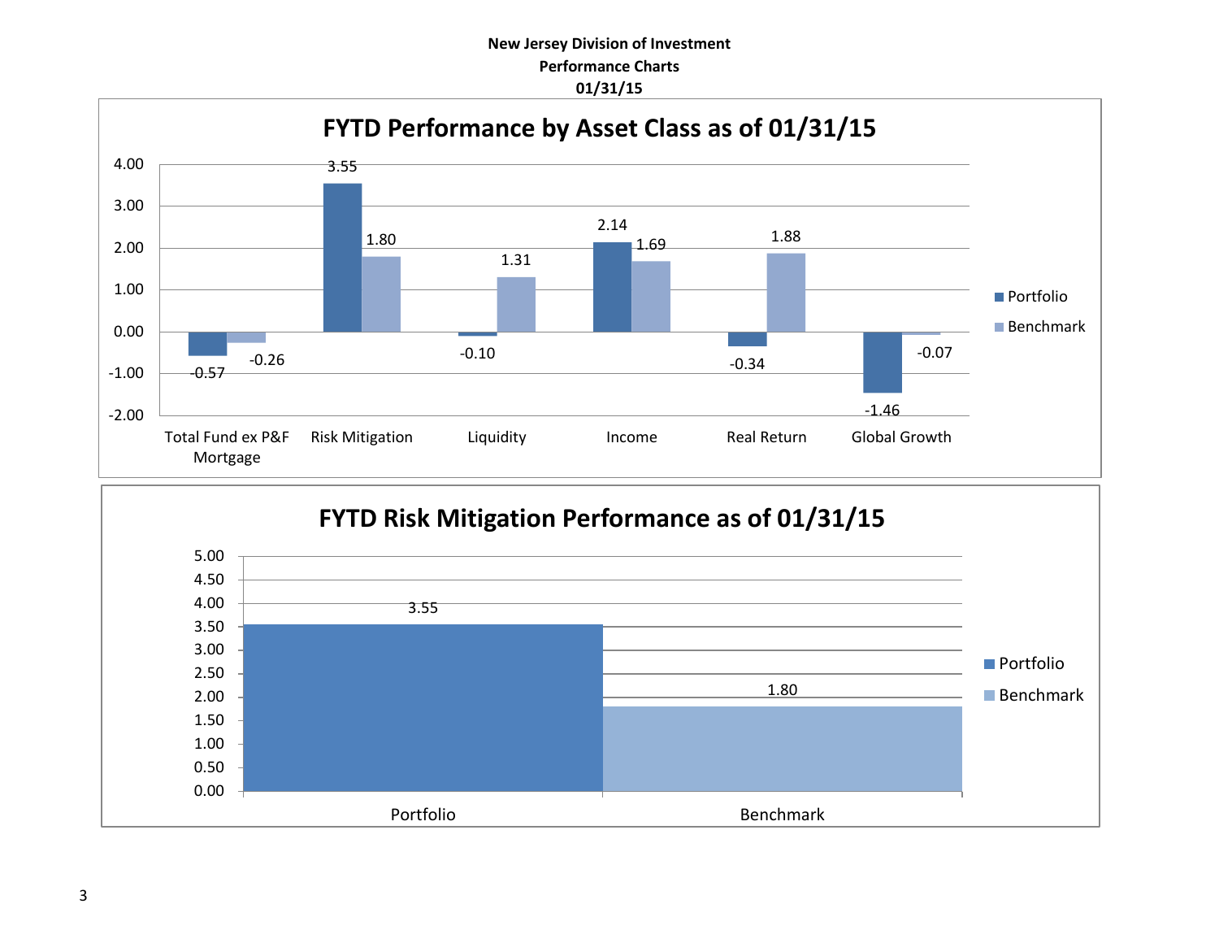**New Jersey Division of Investment**
**Performance Charts**
**01/31/15**

## FYTD Performance by Asset Class as of 01/31/15

| | Portfolio | Benchmark |
|---|---|---|
| Total Fund ex P&F Mortgage | -0.57 | -0.26 |
| Risk Mitigation | 3.55 | 1.80 |
| Liquidity | -0.10 | 1.31 |
| Income | 2.14 | 1.69 |
| Real Return | -0.34 | 1.88 |
| Global Growth | -1.46 | -0.07 |

## FYTD Risk Mitigation Performance as of 01/31/15

| | Value |
|---|---|
| Portfolio | 3.55 |
| Benchmark | 1.80 |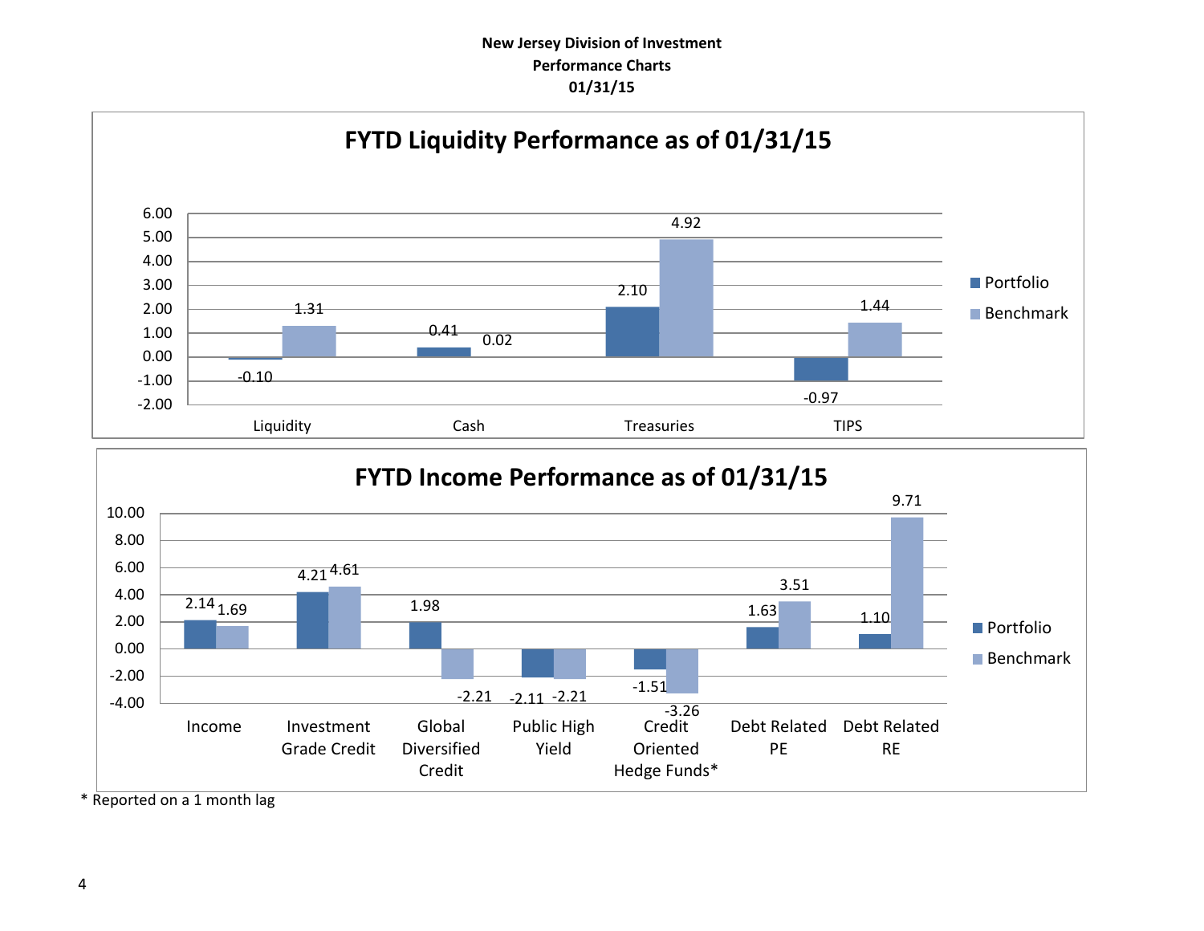**New Jersey Division of Investment**
**Performance Charts**
**01/31/15**

## FYTD Liquidity Performance as of 01/31/15

| | Portfolio | Benchmark |
|---|---|---|
| Liquidity | -0.10 | 1.31 |
| Cash | 0.41 | 0.02 |
| Treasuries | 2.10 | 4.92 |
| TIPS | -0.97 | 1.44 |

## FYTD Income Performance as of 01/31/15

| | Portfolio | Benchmark |
|---|---|---|
| Income | 2.14 | 1.69 |
| Investment Grade Credit | 4.21 | 4.61 |
| Global Diversified Credit | 1.98 | -2.21 |
| Public High Yield | -2.11 | -2.21 |
| Credit Oriented Hedge Funds* | -1.51 | -3.26 |
| Debt Related PE | 1.63 | 3.51 |
| Debt Related RE | 1.10 | 9.71 |

\* Reported on a 1 month lag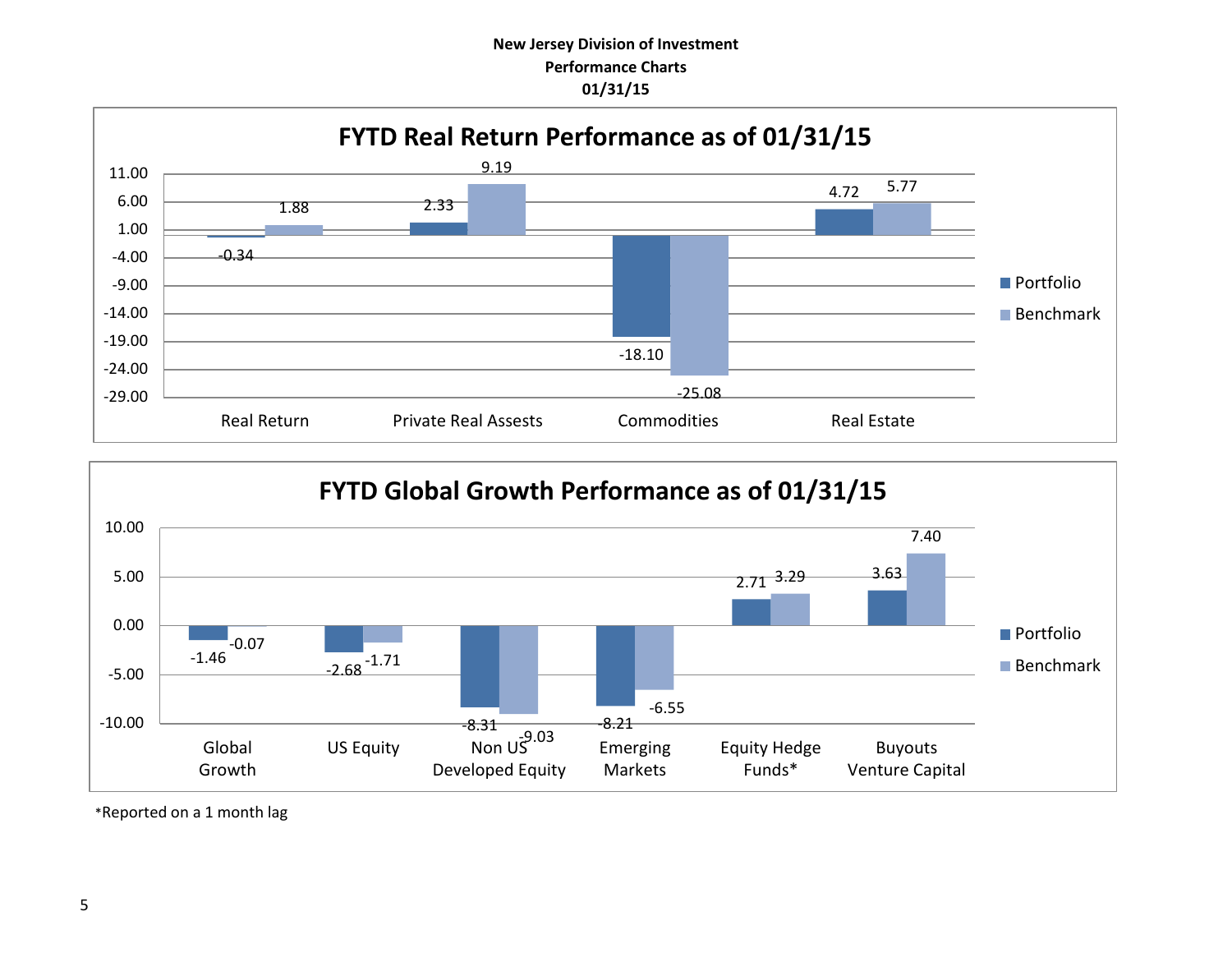**New Jersey Division of Investment**
**Performance Charts**
**01/31/15**

## FYTD Real Return Performance as of 01/31/15

| | Portfolio | Benchmark |
|---|---|---|
| Real Return | -0.34 | 1.88 |
| Private Real Assests | 2.33 | 9.19 |
| Commodities | -18.10 | -25.08 |
| Real Estate | 4.72 | 5.77 |

## FYTD Global Growth Performance as of 01/31/15

| | Portfolio | Benchmark |
|---|---|---|
| Global Growth | -1.46 | -0.07 |
| US Equity | -2.68 | -1.71 |
| Non US Developed Equity | -8.31 | -9.03 |
| Emerging Markets | -8.21 | -6.55 |
| Equity Hedge Funds* | 2.71 | 3.29 |
| Buyouts Venture Capital | 3.63 | 7.40 |

*Reported on a 1 month lag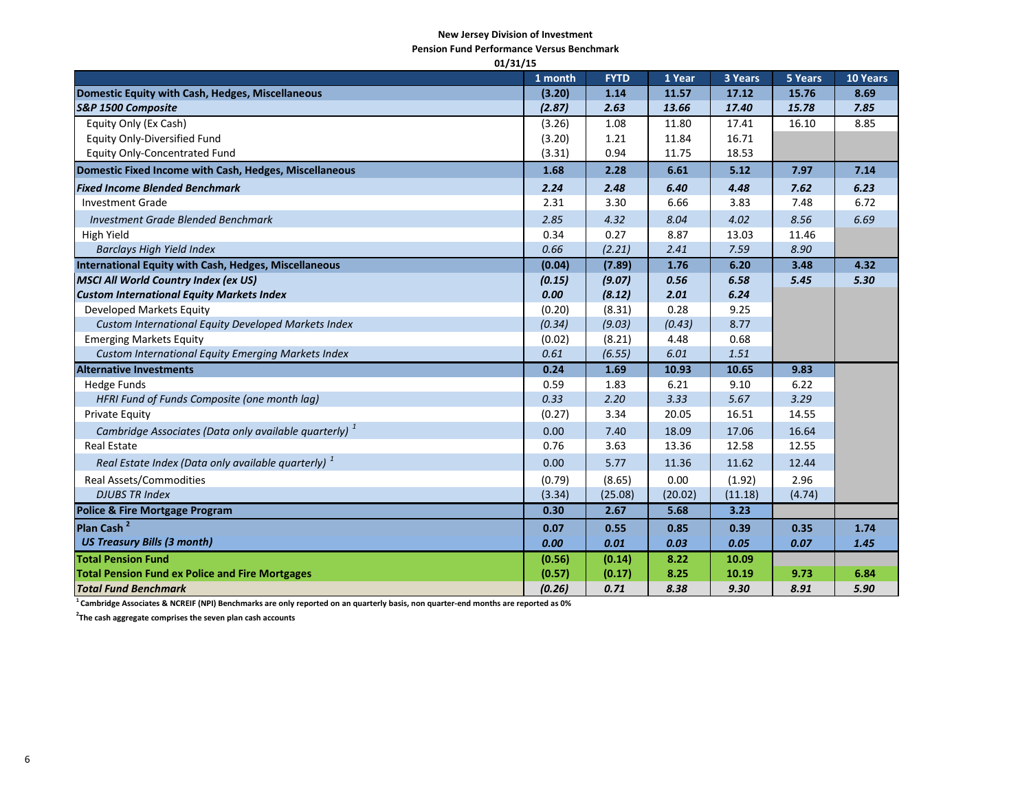**New Jersey Division of Investment**

**Pension Fund Performance Versus Benchmark**

**01/31/15**

| | 1 month | FYTD | 1 Year | 3 Years | 5 Years | 10 Years |
|---|---|---|---|---|---|---|
| **Domestic Equity with Cash, Hedges, Miscellaneous** | **(3.20)** | **1.14** | **11.57** | **17.12** | **15.76** | **8.69** |
| ***S&P 1500 Composite*** | ***(2.87)*** | ***2.63*** | ***13.66*** | ***17.40*** | ***15.78*** | ***7.85*** |
| Equity Only (Ex Cash) | (3.26) | 1.08 | 11.80 | 17.41 | 16.10 | 8.85 |
| Equity Only-Diversified Fund | (3.20) | 1.21 | 11.84 | 16.71 | | |
| Equity Only-Concentrated Fund | (3.31) | 0.94 | 11.75 | 18.53 | | |
| **Domestic Fixed Income with Cash, Hedges, Miscellaneous** | **1.68** | **2.28** | **6.61** | **5.12** | **7.97** | **7.14** |
| ***Fixed Income Blended Benchmark*** | ***2.24*** | ***2.48*** | ***6.40*** | ***4.48*** | ***7.62*** | ***6.23*** |
| Investment Grade | 2.31 | 3.30 | 6.66 | 3.83 | 7.48 | 6.72 |
| *Investment Grade Blended Benchmark* | *2.85* | *4.32* | *8.04* | *4.02* | *8.56* | *6.69* |
| High Yield | 0.34 | 0.27 | 8.87 | 13.03 | 11.46 | |
| *Barclays High Yield Index* | *0.66* | *(2.21)* | *2.41* | *7.59* | *8.90* | |
| **International Equity with Cash, Hedges, Miscellaneous** | **(0.04)** | **(7.89)** | **1.76** | **6.20** | **3.48** | **4.32** |
| ***MSCI All World Country Index (ex US)*** | ***(0.15)*** | ***(9.07)*** | ***0.56*** | ***6.58*** | ***5.45*** | ***5.30*** |
| ***Custom International Equity Markets Index*** | ***0.00*** | ***(8.12)*** | ***2.01*** | ***6.24*** | | |
| Developed Markets Equity | (0.20) | (8.31) | 0.28 | 9.25 | | |
| *Custom International Equity Developed Markets Index* | *(0.34)* | *(9.03)* | *(0.43)* | *8.77* | | |
| Emerging Markets Equity | (0.02) | (8.21) | 4.48 | 0.68 | | |
| *Custom International Equity Emerging Markets Index* | *0.61* | *(6.55)* | *6.01* | *1.51* | | |
| **Alternative Investments** | **0.24** | **1.69** | **10.93** | **10.65** | **9.83** | |
| Hedge Funds | 0.59 | 1.83 | 6.21 | 9.10 | 6.22 | |
| *HFRI Fund of Funds Composite (one month lag)* | *0.33* | *2.20* | *3.33* | *5.67* | *3.29* | |
| Private Equity | (0.27) | 3.34 | 20.05 | 16.51 | 14.55 | |
| *Cambridge Associates (Data only available quarterly)* [1] | 0.00 | 7.40 | 18.09 | 17.06 | 16.64 | |
| Real Estate | 0.76 | 3.63 | 13.36 | 12.58 | 12.55 | |
| *Real Estate Index (Data only available quarterly)* [1] | 0.00 | 5.77 | 11.36 | 11.62 | 12.44 | |
| Real Assets/Commodities | (0.79) | (8.65) | 0.00 | (1.92) | 2.96 | |
| *DJUBS TR Index* | (3.34) | (25.08) | (20.02) | (11.18) | (4.74) | |
| **Police & Fire Mortgage Program** | **0.30** | **2.67** | **5.68** | **3.23** | | |
| **Plan Cash** [2] | **0.07** | **0.55** | **0.85** | **0.39** | **0.35** | **1.74** |
| ***US Treasury Bills (3 month)*** | ***0.00*** | ***0.01*** | ***0.03*** | ***0.05*** | ***0.07*** | ***1.45*** |
| **Total Pension Fund** | **(0.56)** | **(0.14)** | **8.22** | **10.09** | | |
| **Total Pension Fund ex Police and Fire Mortgages** | **(0.57)** | **(0.17)** | **8.25** | **10.19** | **9.73** | **6.84** |
| ***Total Fund Benchmark*** | ***(0.26)*** | ***0.71*** | ***8.38*** | ***9.30*** | ***8.91*** | ***5.90*** |

[1] **Cambridge Associates & NCREIF (NPI) Benchmarks are only reported on a quarterly basis, non quarter-end months are reported as 0%**

[2] **The cash aggregate comprises the seven plan cash accounts**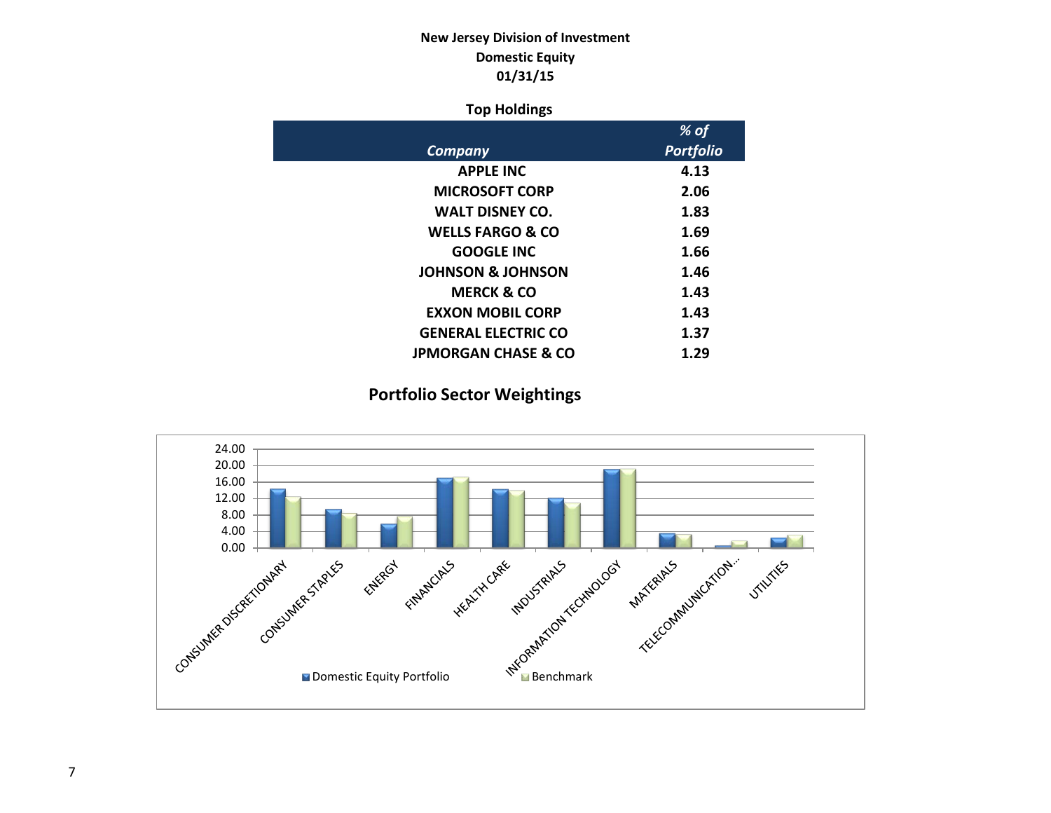**New Jersey Division of Investment**
**Domestic Equity**
**01/31/15**

### Top Holdings

| *Company* | *% of Portfolio* |
|---|---|
| APPLE INC | 4.13 |
| MICROSOFT CORP | 2.06 |
| WALT DISNEY CO. | 1.83 |
| WELLS FARGO & CO | 1.69 |
| GOOGLE INC | 1.66 |
| JOHNSON & JOHNSON | 1.46 |
| MERCK & CO | 1.43 |
| EXXON MOBIL CORP | 1.43 |
| GENERAL ELECTRIC CO | 1.37 |
| JPMORGAN CHASE & CO | 1.29 |

### Portfolio Sector Weightings

Y-axis: 0.00, 4.00, 8.00, 12.00, 16.00, 20.00, 24.00

Sectors: CONSUMER DISCRETIONARY, CONSUMER STAPLES, ENERGY, FINANCIALS, HEALTH CARE, INDUSTRIALS, INFORMATION TECHNOLOGY, MATERIALS, TELECOMMUNICATION..., UTILITIES

Legend: Domestic Equity Portfolio, Benchmark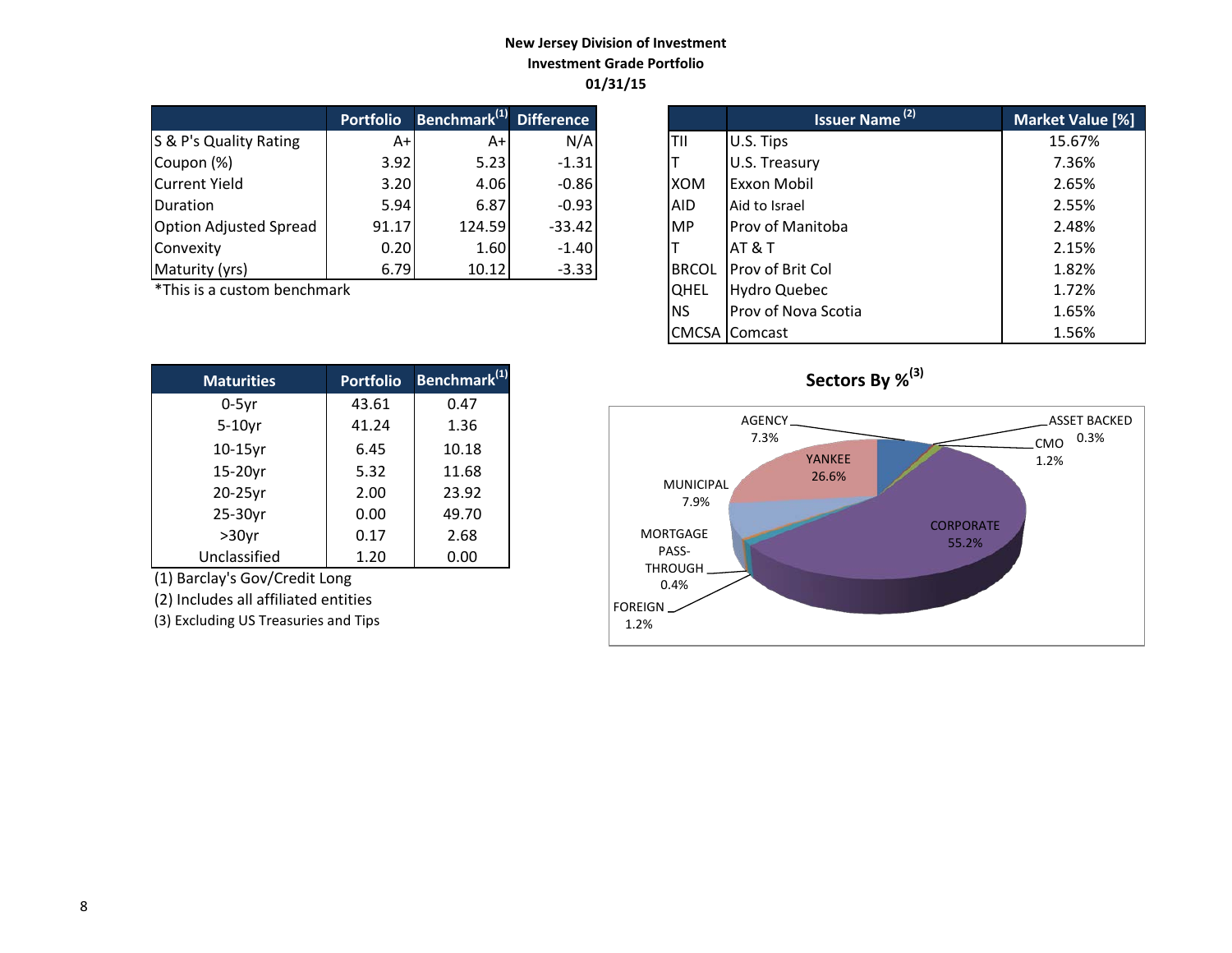**New Jersey Division of Investment**
**Investment Grade Portfolio**
**01/31/15**

| | Portfolio | Benchmark[1] | Difference |
|---|---|---|---|
| S & P's Quality Rating | A+ | A+ | N/A |
| Coupon (%) | 3.92 | 5.23 | -1.31 |
| Current Yield | 3.20 | 4.06 | -0.86 |
| Duration | 5.94 | 6.87 | -0.93 |
| Option Adjusted Spread | 91.17 | 124.59 | -33.42 |
| Convexity | 0.20 | 1.60 | -1.40 |
| Maturity (yrs) | 6.79 | 10.12 | -3.33 |

*This is a custom benchmark

| | Issuer Name [2] | Market Value [%] |
|---|---|---|
| TII | U.S. Tips | 15.67% |
| T | U.S. Treasury | 7.36% |
| XOM | Exxon Mobil | 2.65% |
| AID | Aid to Israel | 2.55% |
| MP | Prov of Manitoba | 2.48% |
| T | AT & T | 2.15% |
| BRCOL | Prov of Brit Col | 1.82% |
| QHEL | Hydro Quebec | 1.72% |
| NS | Prov of Nova Scotia | 1.65% |
| CMCSA | Comcast | 1.56% |

| Maturities | Portfolio | Benchmark[1] |
|---|---|---|
| 0-5yr | 43.61 | 0.47 |
| 5-10yr | 41.24 | 1.36 |
| 10-15yr | 6.45 | 10.18 |
| 15-20yr | 5.32 | 11.68 |
| 20-25yr | 2.00 | 23.92 |
| 25-30yr | 0.00 | 49.70 |
| >30yr | 0.17 | 2.68 |
| Unclassified | 1.20 | 0.00 |

(1) Barclay's Gov/Credit Long
(2) Includes all affiliated entities
(3) Excluding US Treasuries and Tips

**Sectors By %[3]**

| Sector | % |
|---|---|
| AGENCY | 7.3% |
| ASSET BACKED | 0.3% |
| CMO | 1.2% |
| YANKEE | 26.6% |
| MUNICIPAL | 7.9% |
| CORPORATE | 55.2% |
| MORTGAGE PASS-THROUGH | 0.4% |
| FOREIGN | 1.2% |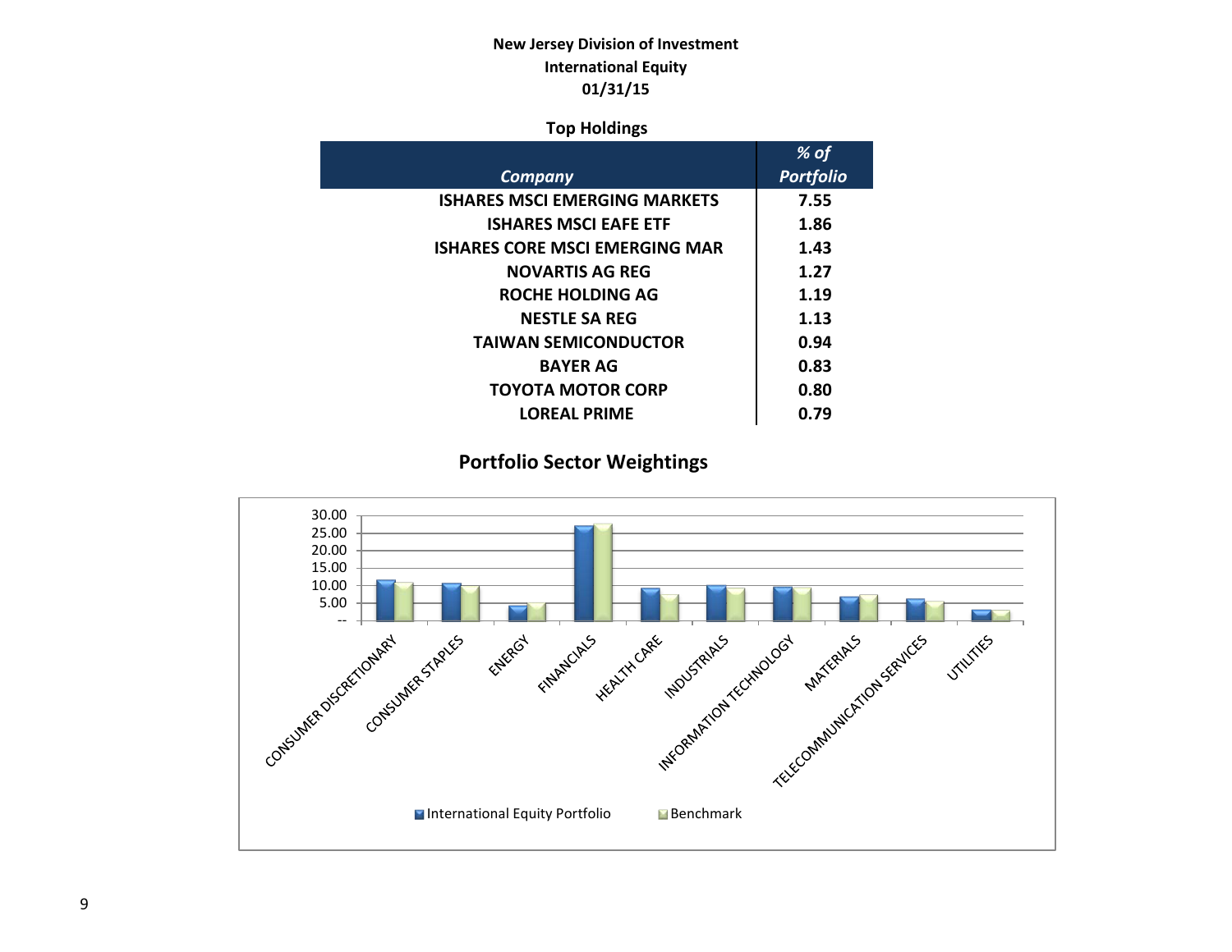**New Jersey Division of Investment**
**International Equity**
**01/31/15**

**Top Holdings**

| *Company* | *% of Portfolio* |
|---|---|
| ISHARES MSCI EMERGING MARKETS | 7.55 |
| ISHARES MSCI EAFE ETF | 1.86 |
| ISHARES CORE MSCI EMERGING MAR | 1.43 |
| NOVARTIS AG REG | 1.27 |
| ROCHE HOLDING AG | 1.19 |
| NESTLE SA REG | 1.13 |
| TAIWAN SEMICONDUCTOR | 0.94 |
| BAYER AG | 0.83 |
| TOYOTA MOTOR CORP | 0.80 |
| LOREAL PRIME | 0.79 |

## Portfolio Sector Weightings

Chart legend: International Equity Portfolio, Benchmark. Y-axis: --, 5.00, 10.00, 15.00, 20.00, 25.00, 30.00. Sectors: CONSUMER DISCRETIONARY, CONSUMER STAPLES, ENERGY, FINANCIALS, HEALTH CARE, INDUSTRIALS, INFORMATION TECHNOLOGY, MATERIALS, TELECOMMUNICATION SERVICES, UTILITIES.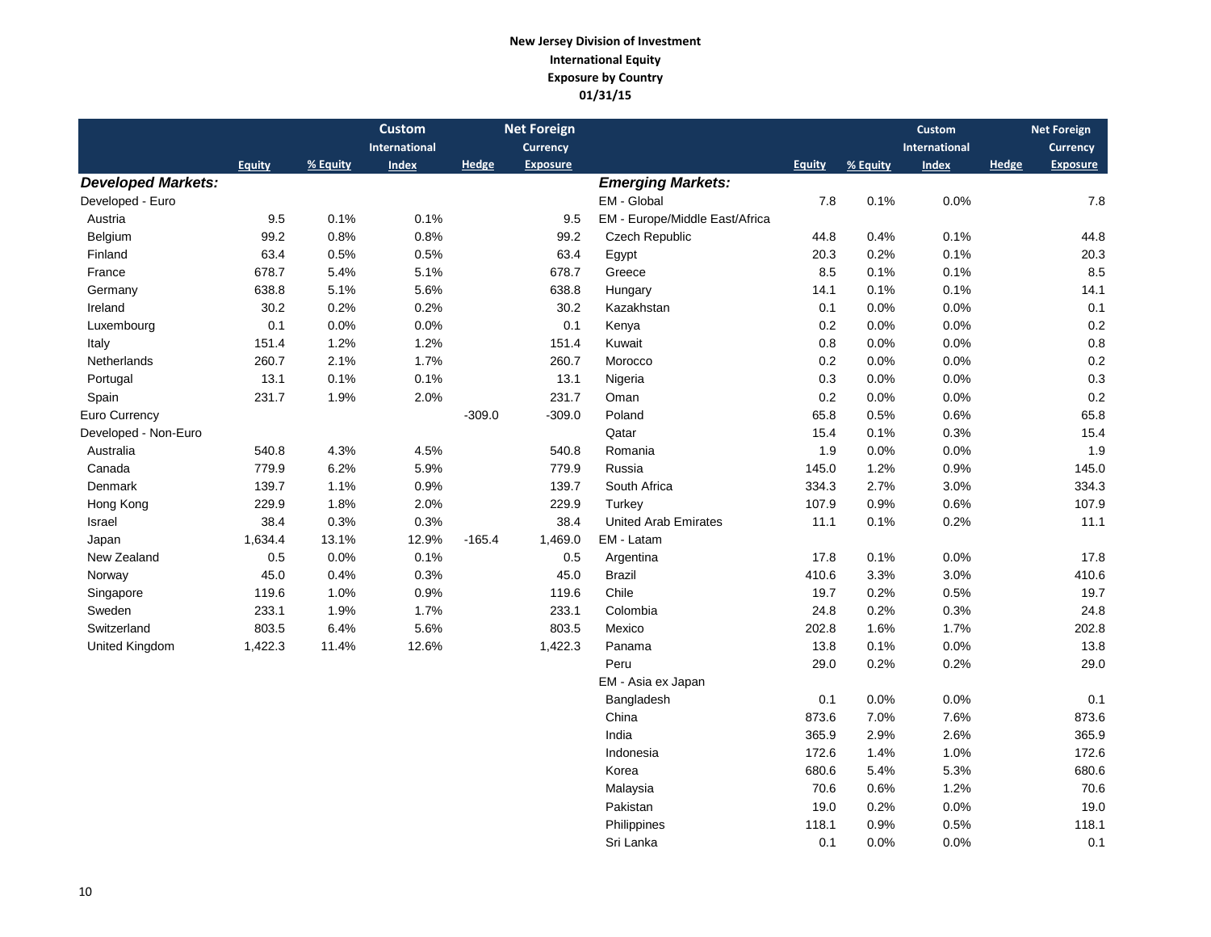# New Jersey Division of Investment

## International Equity

## Exposure by Country

## 01/31/15

| | Equity | % Equity | Custom International Index | Hedge | Net Foreign Currency Exposure |
|---|---|---|---|---|---|
| ***Developed Markets:*** | | | | | |
| Developed - Euro | | | | | |
| Austria | 9.5 | 0.1% | 0.1% | | 9.5 |
| Belgium | 99.2 | 0.8% | 0.8% | | 99.2 |
| Finland | 63.4 | 0.5% | 0.5% | | 63.4 |
| France | 678.7 | 5.4% | 5.1% | | 678.7 |
| Germany | 638.8 | 5.1% | 5.6% | | 638.8 |
| Ireland | 30.2 | 0.2% | 0.2% | | 30.2 |
| Luxembourg | 0.1 | 0.0% | 0.0% | | 0.1 |
| Italy | 151.4 | 1.2% | 1.2% | | 151.4 |
| Netherlands | 260.7 | 2.1% | 1.7% | | 260.7 |
| Portugal | 13.1 | 0.1% | 0.1% | | 13.1 |
| Spain | 231.7 | 1.9% | 2.0% | | 231.7 |
| Euro Currency | | | | -309.0 | -309.0 |
| Developed - Non-Euro | | | | | |
| Australia | 540.8 | 4.3% | 4.5% | | 540.8 |
| Canada | 779.9 | 6.2% | 5.9% | | 779.9 |
| Denmark | 139.7 | 1.1% | 0.9% | | 139.7 |
| Hong Kong | 229.9 | 1.8% | 2.0% | | 229.9 |
| Israel | 38.4 | 0.3% | 0.3% | | 38.4 |
| Japan | 1,634.4 | 13.1% | 12.9% | -165.4 | 1,469.0 |
| New Zealand | 0.5 | 0.0% | 0.1% | | 0.5 |
| Norway | 45.0 | 0.4% | 0.3% | | 45.0 |
| Singapore | 119.6 | 1.0% | 0.9% | | 119.6 |
| Sweden | 233.1 | 1.9% | 1.7% | | 233.1 |
| Switzerland | 803.5 | 6.4% | 5.6% | | 803.5 |
| United Kingdom | 1,422.3 | 11.4% | 12.6% | | 1,422.3 |

| | Equity | % Equity | Custom International Index | Hedge | Net Foreign Currency Exposure |
|---|---|---|---|---|---|
| ***Emerging Markets:*** | | | | | |
| EM - Global | 7.8 | 0.1% | 0.0% | | 7.8 |
| EM - Europe/Middle East/Africa | | | | | |
| Czech Republic | 44.8 | 0.4% | 0.1% | | 44.8 |
| Egypt | 20.3 | 0.2% | 0.1% | | 20.3 |
| Greece | 8.5 | 0.1% | 0.1% | | 8.5 |
| Hungary | 14.1 | 0.1% | 0.1% | | 14.1 |
| Kazakhstan | 0.1 | 0.0% | 0.0% | | 0.1 |
| Kenya | 0.2 | 0.0% | 0.0% | | 0.2 |
| Kuwait | 0.8 | 0.0% | 0.0% | | 0.8 |
| Morocco | 0.2 | 0.0% | 0.0% | | 0.2 |
| Nigeria | 0.3 | 0.0% | 0.0% | | 0.3 |
| Oman | 0.2 | 0.0% | 0.0% | | 0.2 |
| Poland | 65.8 | 0.5% | 0.6% | | 65.8 |
| Qatar | 15.4 | 0.1% | 0.3% | | 15.4 |
| Romania | 1.9 | 0.0% | 0.0% | | 1.9 |
| Russia | 145.0 | 1.2% | 0.9% | | 145.0 |
| South Africa | 334.3 | 2.7% | 3.0% | | 334.3 |
| Turkey | 107.9 | 0.9% | 0.6% | | 107.9 |
| United Arab Emirates | 11.1 | 0.1% | 0.2% | | 11.1 |
| EM - Latam | | | | | |
| Argentina | 17.8 | 0.1% | 0.0% | | 17.8 |
| Brazil | 410.6 | 3.3% | 3.0% | | 410.6 |
| Chile | 19.7 | 0.2% | 0.5% | | 19.7 |
| Colombia | 24.8 | 0.2% | 0.3% | | 24.8 |
| Mexico | 202.8 | 1.6% | 1.7% | | 202.8 |
| Panama | 13.8 | 0.1% | 0.0% | | 13.8 |
| Peru | 29.0 | 0.2% | 0.2% | | 29.0 |
| EM - Asia ex Japan | | | | | |
| Bangladesh | 0.1 | 0.0% | 0.0% | | 0.1 |
| China | 873.6 | 7.0% | 7.6% | | 873.6 |
| India | 365.9 | 2.9% | 2.6% | | 365.9 |
| Indonesia | 172.6 | 1.4% | 1.0% | | 172.6 |
| Korea | 680.6 | 5.4% | 5.3% | | 680.6 |
| Malaysia | 70.6 | 0.6% | 1.2% | | 70.6 |
| Pakistan | 19.0 | 0.2% | 0.0% | | 19.0 |
| Philippines | 118.1 | 0.9% | 0.5% | | 118.1 |
| Sri Lanka | 0.1 | 0.0% | 0.0% | | 0.1 |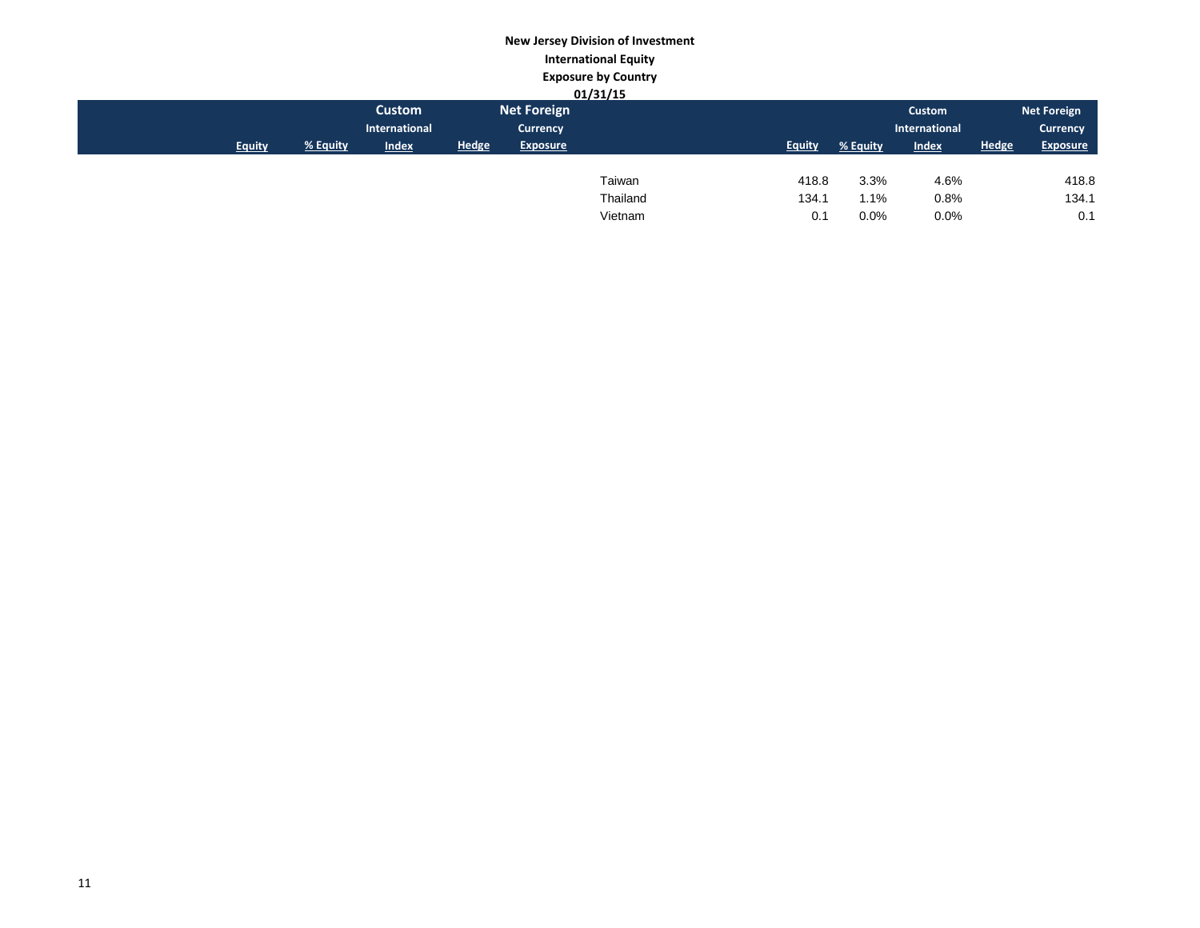**New Jersey Division of Investment**
**International Equity**
**Exposure by Country**
**01/31/15**

| | Equity | % Equity | Custom International Index | Hedge | Net Foreign Currency Exposure |
|---|---|---|---|---|---|
| Taiwan | 418.8 | 3.3% | 4.6% | | 418.8 |
| Thailand | 134.1 | 1.1% | 0.8% | | 134.1 |
| Vietnam | 0.1 | 0.0% | 0.0% | | 0.1 |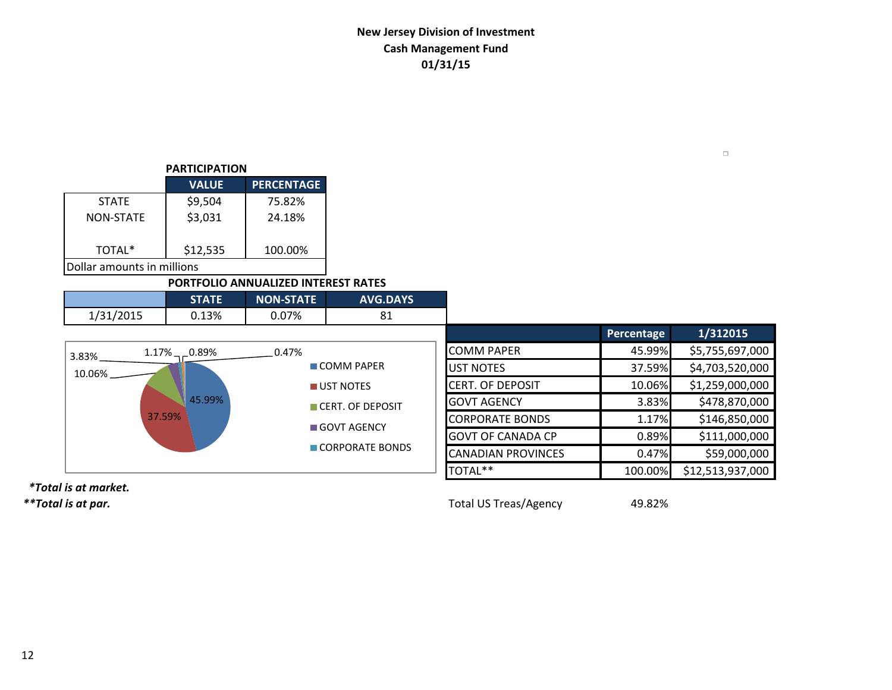**New Jersey Division of Investment**
**Cash Management Fund**
**01/31/15**

**PARTICIPATION**

| | VALUE | PERCENTAGE |
|---|---|---|
| STATE | $9,504 | 75.82% |
| NON-STATE | $3,031 | 24.18% |
| TOTAL* | $12,535 | 100.00% |

Dollar amounts in millions

**PORTFOLIO ANNUALIZED INTEREST RATES**

| | STATE | NON-STATE | AVG.DAYS |
|---|---|---|---|
| 1/31/2015 | 0.13% | 0.07% | 81 |

| | Percentage | 1/312015 |
|---|---|---|
| COMM PAPER | 45.99% | $5,755,697,000 |
| UST NOTES | 37.59% | $4,703,520,000 |
| CERT. OF DEPOSIT | 10.06% | $1,259,000,000 |
| GOVT AGENCY | 3.83% | $478,870,000 |
| CORPORATE BONDS | 1.17% | $146,850,000 |
| GOVT OF CANADA CP | 0.89% | $111,000,000 |
| CANADIAN PROVINCES | 0.47% | $59,000,000 |
| TOTAL** | 100.00% | $12,513,937,000 |

Total US Treas/Agency 49.82%

***Total is at market.***
****Total is at par.***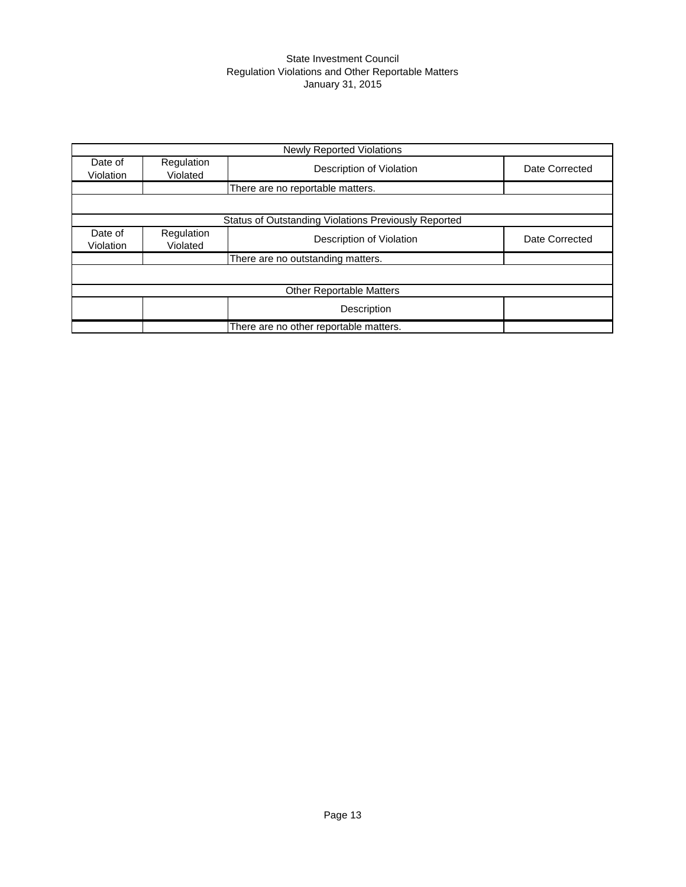State Investment Council
Regulation Violations and Other Reportable Matters
January 31, 2015

| Newly Reported Violations | | | |
|---|---|---|---|
| Date of Violation | Regulation Violated | Description of Violation | Date Corrected |
| | | There are no reportable matters. | |
| | | | |
| Status of Outstanding Violations Previously Reported | | | |
| Date of Violation | Regulation Violated | Description of Violation | Date Corrected |
| | | There are no outstanding matters. | |
| | | | |
| Other Reportable Matters | | | |
| | | Description | |
| | | There are no other reportable matters. | |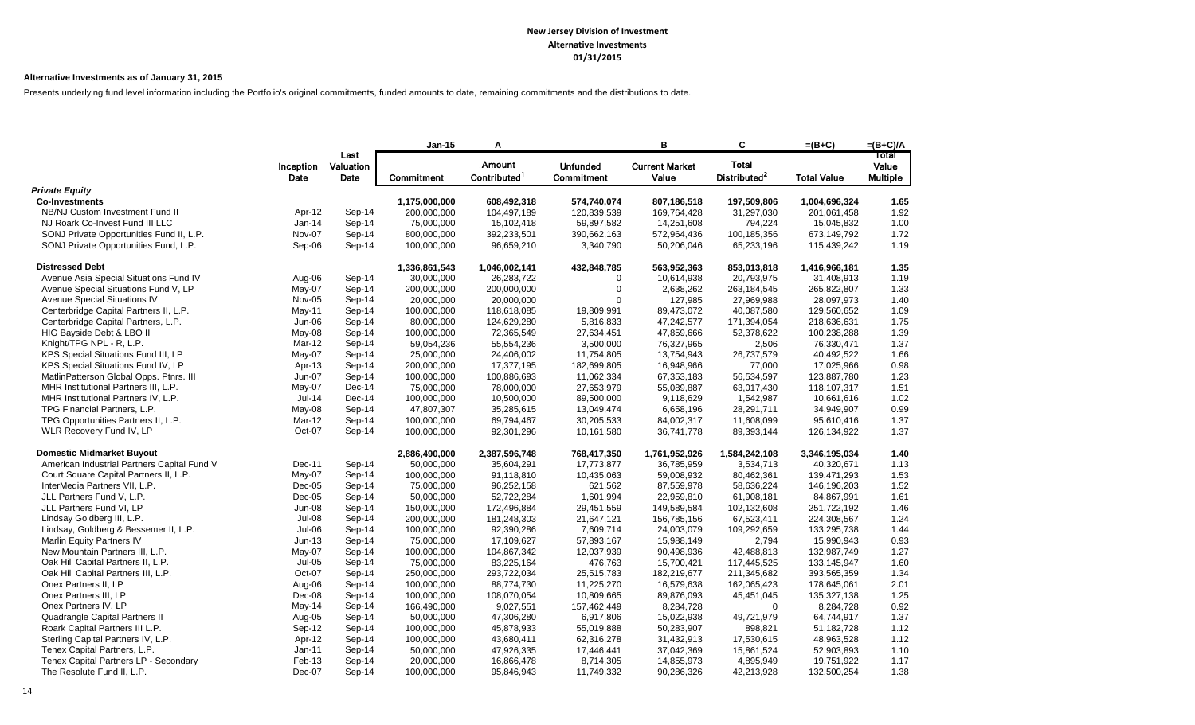**New Jersey Division of Investment**
**Alternative Investments**
**01/31/2015**

**Alternative Investments as of January 31, 2015**

Presents underlying fund level information including the Portfolio's original commitments, funded amounts to date, remaining commitments and the distributions to date.

| | | | Jan-15 | A | | B | C | =(B+C) | =(B+C)/A |
|---|---|---|---|---|---|---|---|---|---|
| | Inception Date | Last Valuation Date | Commitment | Amount Contributed[1] | Unfunded Commitment | Current Market Value | Total Distributed[2] | Total Value | Total Value Multiple |
| ***Private Equity*** | | | | | | | | | |
| **Co-Investments** | | | 1,175,000,000 | 608,492,318 | 574,740,074 | 807,186,518 | 197,509,806 | 1,004,696,324 | 1.65 |
| NB/NJ Custom Investment Fund II | Apr-12 | Sep-14 | 200,000,000 | 104,497,189 | 120,839,539 | 169,764,428 | 31,297,030 | 201,061,458 | 1.92 |
| NJ Roark Co-Invest Fund III LLC | Jan-14 | Sep-14 | 75,000,000 | 15,102,418 | 59,897,582 | 14,251,608 | 794,224 | 15,045,832 | 1.00 |
| SONJ Private Opportunities Fund II, L.P. | Nov-07 | Sep-14 | 800,000,000 | 392,233,501 | 390,662,163 | 572,964,436 | 100,185,356 | 673,149,792 | 1.72 |
| SONJ Private Opportunities Fund, L.P. | Sep-06 | Sep-14 | 100,000,000 | 96,659,210 | 3,340,790 | 50,206,046 | 65,233,196 | 115,439,242 | 1.19 |
| **Distressed Debt** | | | 1,336,861,543 | 1,046,002,141 | 432,848,785 | 563,952,363 | 853,013,818 | 1,416,966,181 | 1.35 |
| Avenue Asia Special Situations Fund IV | Aug-06 | Sep-14 | 30,000,000 | 26,283,722 | 0 | 10,614,938 | 20,793,975 | 31,408,913 | 1.19 |
| Avenue Special Situations Fund V, LP | May-07 | Sep-14 | 200,000,000 | 200,000,000 | 0 | 2,638,262 | 263,184,545 | 265,822,807 | 1.33 |
| Avenue Special Situations IV | Nov-05 | Sep-14 | 20,000,000 | 20,000,000 | 0 | 127,985 | 27,969,988 | 28,097,973 | 1.40 |
| Centerbridge Capital Partners II, L.P. | May-11 | Sep-14 | 100,000,000 | 118,618,085 | 19,809,991 | 89,473,072 | 40,087,580 | 129,560,652 | 1.09 |
| Centerbridge Capital Partners, L.P. | Jun-06 | Sep-14 | 80,000,000 | 124,629,280 | 5,816,833 | 47,242,577 | 171,394,054 | 218,636,631 | 1.75 |
| HIG Bayside Debt & LBO II | May-08 | Sep-14 | 100,000,000 | 72,365,549 | 27,634,451 | 47,859,666 | 52,378,622 | 100,238,288 | 1.39 |
| Knight/TPG NPL - R, L.P. | Mar-12 | Sep-14 | 59,054,236 | 55,554,236 | 3,500,000 | 76,327,965 | 2,506 | 76,330,471 | 1.37 |
| KPS Special Situations Fund III, LP | May-07 | Sep-14 | 25,000,000 | 24,406,002 | 11,754,805 | 13,754,943 | 26,737,579 | 40,492,522 | 1.66 |
| KPS Special Situations Fund IV, LP | Apr-13 | Sep-14 | 200,000,000 | 17,377,195 | 182,699,805 | 16,948,966 | 77,000 | 17,025,966 | 0.98 |
| MatlinPatterson Global Opps. Ptnrs. III | Jun-07 | Sep-14 | 100,000,000 | 100,886,693 | 11,062,334 | 67,353,183 | 56,534,597 | 123,887,780 | 1.23 |
| MHR Institutional Partners III, L.P. | May-07 | Dec-14 | 75,000,000 | 78,000,000 | 27,653,979 | 55,089,887 | 63,017,430 | 118,107,317 | 1.51 |
| MHR Institutional Partners IV, L.P. | Jul-14 | Dec-14 | 100,000,000 | 10,500,000 | 89,500,000 | 9,118,629 | 1,542,987 | 10,661,616 | 1.02 |
| TPG Financial Partners, L.P. | May-08 | Sep-14 | 47,807,307 | 35,285,615 | 13,049,474 | 6,658,196 | 28,291,711 | 34,949,907 | 0.99 |
| TPG Opportunities Partners II, L.P. | Mar-12 | Sep-14 | 100,000,000 | 69,794,467 | 30,205,533 | 84,002,317 | 11,608,099 | 95,610,416 | 1.37 |
| WLR Recovery Fund IV, LP | Oct-07 | Sep-14 | 100,000,000 | 92,301,296 | 10,161,580 | 36,741,778 | 89,393,144 | 126,134,922 | 1.37 |
| **Domestic Midmarket Buyout** | | | 2,886,490,000 | 2,387,596,748 | 768,417,350 | 1,761,952,926 | 1,584,242,108 | 3,346,195,034 | 1.40 |
| American Industrial Partners Capital Fund V | Dec-11 | Sep-14 | 50,000,000 | 35,604,291 | 17,773,877 | 36,785,959 | 3,534,713 | 40,320,671 | 1.13 |
| Court Square Capital Partners II, L.P. | May-07 | Sep-14 | 100,000,000 | 91,118,810 | 10,435,063 | 59,008,932 | 80,462,361 | 139,471,293 | 1.53 |
| InterMedia Partners VII, L.P. | Dec-05 | Sep-14 | 75,000,000 | 96,252,158 | 621,562 | 87,559,978 | 58,636,224 | 146,196,203 | 1.52 |
| JLL Partners Fund V, L.P. | Dec-05 | Sep-14 | 50,000,000 | 52,722,284 | 1,601,994 | 22,959,810 | 61,908,181 | 84,867,991 | 1.61 |
| JLL Partners Fund VI, LP | Jun-08 | Sep-14 | 150,000,000 | 172,496,884 | 29,451,559 | 149,589,584 | 102,132,608 | 251,722,192 | 1.46 |
| Lindsay Goldberg III, L.P. | Jul-08 | Sep-14 | 200,000,000 | 181,248,303 | 21,647,121 | 156,785,156 | 67,523,411 | 224,308,567 | 1.24 |
| Lindsay, Goldberg & Bessemer II, L.P. | Jul-06 | Sep-14 | 100,000,000 | 92,390,286 | 7,609,714 | 24,003,079 | 109,292,659 | 133,295,738 | 1.44 |
| Marlin Equity Partners IV | Jun-13 | Sep-14 | 75,000,000 | 17,109,627 | 57,893,167 | 15,988,149 | 2,794 | 15,990,943 | 0.93 |
| New Mountain Partners III, L.P. | May-07 | Sep-14 | 100,000,000 | 104,867,342 | 12,037,939 | 90,498,936 | 42,488,813 | 132,987,749 | 1.27 |
| Oak Hill Capital Partners II, L.P. | Jul-05 | Sep-14 | 75,000,000 | 83,225,164 | 476,763 | 15,700,421 | 117,445,525 | 133,145,947 | 1.60 |
| Oak Hill Capital Partners III, L.P. | Oct-07 | Sep-14 | 250,000,000 | 293,722,034 | 25,515,783 | 182,219,677 | 211,345,682 | 393,565,359 | 1.34 |
| Onex Partners II, LP | Aug-06 | Sep-14 | 100,000,000 | 88,774,730 | 11,225,270 | 16,579,638 | 162,065,423 | 178,645,061 | 2.01 |
| Onex Partners III, LP | Dec-08 | Sep-14 | 100,000,000 | 108,070,054 | 10,809,665 | 89,876,093 | 45,451,045 | 135,327,138 | 1.25 |
| Onex Partners IV, LP | May-14 | Sep-14 | 166,490,000 | 9,027,551 | 157,462,449 | 8,284,728 | 0 | 8,284,728 | 0.92 |
| Quadrangle Capital Partners II | Aug-05 | Sep-14 | 50,000,000 | 47,306,280 | 6,917,806 | 15,022,938 | 49,721,979 | 64,744,917 | 1.37 |
| Roark Capital Partners III L.P. | Sep-12 | Sep-14 | 100,000,000 | 45,878,933 | 55,019,888 | 50,283,907 | 898,821 | 51,182,728 | 1.12 |
| Sterling Capital Partners IV, L.P. | Apr-12 | Sep-14 | 100,000,000 | 43,680,411 | 62,316,278 | 31,432,913 | 17,530,615 | 48,963,528 | 1.12 |
| Tenex Capital Partners, L.P. | Jan-11 | Sep-14 | 50,000,000 | 47,926,335 | 17,446,441 | 37,042,369 | 15,861,524 | 52,903,893 | 1.10 |
| Tenex Capital Partners LP - Secondary | Feb-13 | Sep-14 | 20,000,000 | 16,866,478 | 8,714,305 | 14,855,973 | 4,895,949 | 19,751,922 | 1.17 |
| The Resolute Fund II, L.P. | Dec-07 | Sep-14 | 100,000,000 | 95,846,943 | 11,749,332 | 90,286,326 | 42,213,928 | 132,500,254 | 1.38 |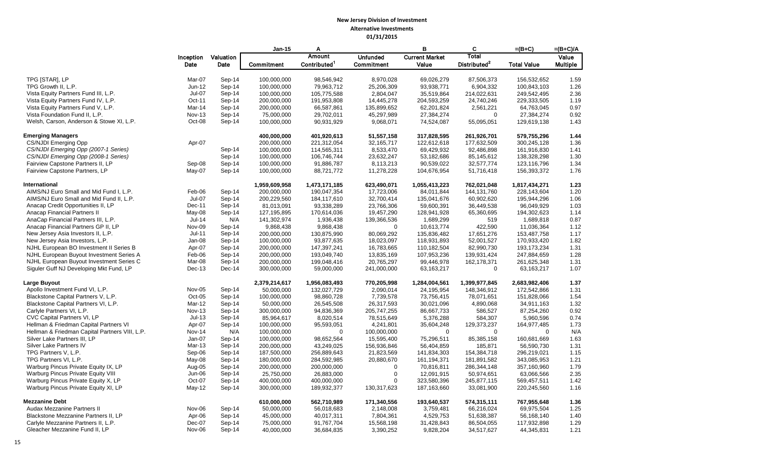# New Jersey Division of Investment

## Alternative Investments

### 01/31/2015

| | Inception Date | Valuation Date | Jan-15 Commitment | A Amount Contributed[1] | Unfunded Commitment | B Current Market Value | C Total Distributed[2] | =(B+C) Total Value | =(B+C)/A Value Multiple |
|---|---|---|---|---|---|---|---|---|---|
| TPG [STAR], LP | Mar-07 | Sep-14 | 100,000,000 | 98,546,942 | 8,970,028 | 69,026,279 | 87,506,373 | 156,532,652 | 1.59 |
| TPG Growth II, L.P. | Jun-12 | Sep-14 | 100,000,000 | 79,963,712 | 25,206,309 | 93,938,771 | 6,904,332 | 100,843,103 | 1.26 |
| Vista Equity Partners Fund III, L.P. | Jul-07 | Sep-14 | 100,000,000 | 105,775,588 | 2,804,047 | 35,519,864 | 214,022,631 | 249,542,495 | 2.36 |
| Vista Equity Partners Fund IV, L.P. | Oct-11 | Sep-14 | 200,000,000 | 191,953,808 | 14,445,278 | 204,593,259 | 24,740,246 | 229,333,505 | 1.19 |
| Vista Equity Partners Fund V, L.P. | Mar-14 | Sep-14 | 200,000,000 | 66,587,861 | 135,899,652 | 62,201,824 | 2,561,221 | 64,763,045 | 0.97 |
| Vista Foundation Fund II, L.P. | Nov-13 | Sep-14 | 75,000,000 | 29,702,011 | 45,297,989 | 27,384,274 | 0 | 27,384,274 | 0.92 |
| Welsh, Carson, Anderson & Stowe XI, L.P. | Oct-08 | Sep-14 | 100,000,000 | 90,931,929 | 9,068,071 | 74,524,087 | 55,095,051 | 129,619,138 | 1.43 |
| **Emerging Managers** | | | **400,000,000** | **401,920,613** | **51,557,158** | **317,828,595** | **261,926,701** | **579,755,296** | **1.44** |
| CS/NJDI Emerging Opp | Apr-07 | | 200,000,000 | 221,312,054 | 32,165,717 | 122,612,618 | 177,632,509 | 300,245,128 | 1.36 |
| *CS/NJDI Emerging Opp (2007-1 Series)* | | Sep-14 | 100,000,000 | 114,565,311 | 8,533,470 | 69,429,932 | 92,486,898 | 161,916,830 | 1.41 |
| *CS/NJDI Emerging Opp (2008-1 Series)* | | Sep-14 | 100,000,000 | 106,746,744 | 23,632,247 | 53,182,686 | 85,145,612 | 138,328,298 | 1.30 |
| Fairview Capstone Partners II, LP | Sep-08 | Sep-14 | 100,000,000 | 91,886,787 | 8,113,213 | 90,539,022 | 32,577,774 | 123,116,796 | 1.34 |
| Fairview Capstone Partners, LP | May-07 | Sep-14 | 100,000,000 | 88,721,772 | 11,278,228 | 104,676,954 | 51,716,418 | 156,393,372 | 1.76 |
| **International** | | | **1,959,609,958** | **1,473,171,185** | **623,490,071** | **1,055,413,223** | **762,021,048** | **1,817,434,271** | **1.23** |
| AIMS/NJ Euro Small and Mid Fund I, L.P. | Feb-06 | Sep-14 | 200,000,000 | 190,047,354 | 17,723,006 | 84,011,844 | 144,131,760 | 228,143,604 | 1.20 |
| AIMS/NJ Euro Small and Mid Fund II, L.P. | Jul-07 | Sep-14 | 200,229,560 | 184,117,610 | 32,700,414 | 135,041,676 | 60,902,620 | 195,944,296 | 1.06 |
| Anacap Credit Opportunities II, LP | Dec-11 | Sep-14 | 81,013,091 | 93,338,289 | 23,766,306 | 59,600,391 | 36,449,538 | 96,049,929 | 1.03 |
| Anacap Financial Partners II | May-08 | Sep-14 | 127,195,895 | 170,614,036 | 19,457,290 | 128,941,928 | 65,360,695 | 194,302,623 | 1.14 |
| AnaCap Financial Partners III, L.P. | Jul-14 | N/A | 141,302,974 | 1,936,438 | 139,366,536 | 1,689,299 | 519 | 1,689,818 | 0.87 |
| Anacap Financial Partners GP II, LP | Nov-09 | Sep-14 | 9,868,438 | 9,868,438 | 0 | 10,613,774 | 422,590 | 11,036,364 | 1.12 |
| New Jersey Asia Investors II, L.P. | Jul-11 | Sep-14 | 200,000,000 | 130,875,990 | 80,069,292 | 135,836,482 | 17,651,276 | 153,487,758 | 1.17 |
| New Jersey Asia Investors, L.P. | Jan-08 | Sep-14 | 100,000,000 | 93,877,635 | 18,023,097 | 118,931,893 | 52,001,527 | 170,933,420 | 1.82 |
| NJHL European BO Investment II Series B | Apr-07 | Sep-14 | 200,000,000 | 147,397,241 | 16,783,665 | 110,182,504 | 82,990,730 | 193,173,234 | 1.31 |
| NJHL European Buyout Investment Series A | Feb-06 | Sep-14 | 200,000,000 | 193,049,740 | 13,835,169 | 107,953,236 | 139,931,424 | 247,884,659 | 1.28 |
| NJHL European Buyout Investment Series C | Mar-08 | Sep-14 | 200,000,000 | 199,048,416 | 20,765,297 | 99,446,978 | 162,178,371 | 261,625,348 | 1.31 |
| Siguler Guff NJ Developing Mkt Fund, LP | Dec-13 | Dec-14 | 300,000,000 | 59,000,000 | 241,000,000 | 63,163,217 | 0 | 63,163,217 | 1.07 |
| **Large Buyout** | | | **2,379,214,617** | **1,956,083,493** | **770,205,998** | **1,284,004,561** | **1,399,977,845** | **2,683,982,406** | **1.37** |
| Apollo Investment Fund VI, L.P. | Nov-05 | Sep-14 | 50,000,000 | 132,027,729 | 2,090,014 | 24,195,954 | 148,346,912 | 172,542,866 | 1.31 |
| Blackstone Capital Partners V, L.P. | Oct-05 | Sep-14 | 100,000,000 | 98,860,728 | 7,739,578 | 73,756,415 | 78,071,651 | 151,828,066 | 1.54 |
| Blackstone Capital Partners VI, L.P. | Mar-12 | Sep-14 | 50,000,000 | 26,545,508 | 26,317,593 | 30,021,096 | 4,890,068 | 34,911,163 | 1.32 |
| Carlyle Partners VI, L.P. | Nov-13 | Sep-14 | 300,000,000 | 94,836,369 | 205,747,255 | 86,667,733 | 586,527 | 87,254,260 | 0.92 |
| CVC Capital Partners VI, LP | Jul-13 | Sep-14 | 85,964,617 | 8,020,514 | 78,515,649 | 5,376,288 | 584,307 | 5,960,596 | 0.74 |
| Hellman & Friedman Capital Partners VI | Apr-07 | Sep-14 | 100,000,000 | 95,593,051 | 4,241,801 | 35,604,248 | 129,373,237 | 164,977,485 | 1.73 |
| Hellman & Friedman Capital Partners VIII, L.P. | Nov-14 | N/A | 100,000,000 | 0 | 100,000,000 | 0 | 0 | 0 | N/A |
| Silver Lake Partners III, LP | Jan-07 | Sep-14 | 100,000,000 | 98,652,564 | 15,595,400 | 75,296,511 | 85,385,158 | 160,681,669 | 1.63 |
| Silver Lake Partners IV | Mar-13 | Sep-14 | 200,000,000 | 43,249,025 | 156,936,846 | 56,404,859 | 185,871 | 56,590,730 | 1.31 |
| TPG Partners V, L.P. | Sep-06 | Sep-14 | 187,500,000 | 256,889,643 | 21,823,569 | 141,834,303 | 154,384,718 | 296,219,021 | 1.15 |
| TPG Partners VI, L.P. | May-08 | Sep-14 | 180,000,000 | 284,592,985 | 20,880,670 | 161,194,371 | 181,891,582 | 343,085,953 | 1.21 |
| Warburg Pincus Private Equity IX, LP | Aug-05 | Sep-14 | 200,000,000 | 200,000,000 | 0 | 70,816,811 | 286,344,148 | 357,160,960 | 1.79 |
| Warburg Pincus Private Equity VIII | Jun-06 | Sep-14 | 25,750,000 | 26,883,000 | 0 | 12,091,915 | 50,974,651 | 63,066,566 | 2.35 |
| Warburg Pincus Private Equity X, LP | Oct-07 | Sep-14 | 400,000,000 | 400,000,000 | 0 | 323,580,396 | 245,877,115 | 569,457,511 | 1.42 |
| Warburg Pincus Private Equity XI, LP | May-12 | Sep-14 | 300,000,000 | 189,932,377 | 130,317,623 | 187,163,660 | 33,081,900 | 220,245,560 | 1.16 |
| **Mezzanine Debt** | | | **610,000,000** | **562,710,989** | **171,340,556** | **193,640,537** | **574,315,111** | **767,955,648** | **1.36** |
| Audax Mezzanine Partners II | Nov-06 | Sep-14 | 50,000,000 | 56,018,683 | 2,148,008 | 3,759,481 | 66,216,024 | 69,975,504 | 1.25 |
| Blackstone Mezzanine Partners II, LP | Apr-06 | Sep-14 | 45,000,000 | 40,017,311 | 7,804,361 | 4,529,753 | 51,638,387 | 56,168,140 | 1.40 |
| Carlyle Mezzanine Partners II, L.P. | Dec-07 | Sep-14 | 75,000,000 | 91,767,704 | 15,568,198 | 31,428,843 | 86,504,055 | 117,932,898 | 1.29 |
| Gleacher Mezzanine Fund II, LP | Nov-06 | Sep-14 | 40,000,000 | 36,684,835 | 3,390,252 | 9,828,204 | 34,517,627 | 44,345,831 | 1.21 |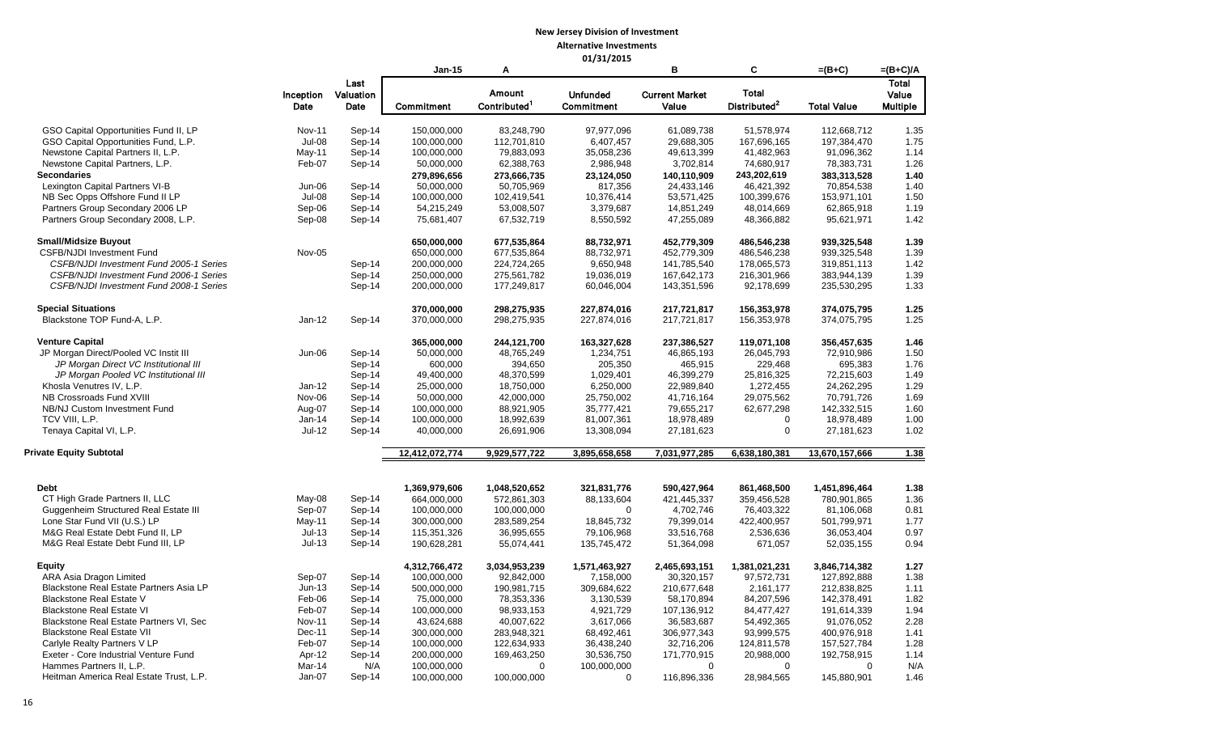**New Jersey Division of Investment**
**Alternative Investments**
**01/31/2015**

| | Inception Date | Last Valuation Date | Jan-15 Commitment | A Amount Contributed[1] | Unfunded Commitment | B Current Market Value | C Total Distributed[2] | =(B+C) Total Value | =(B+C)/A Total Value Multiple |
|---|---|---|---|---|---|---|---|---|---|
| GSO Capital Opportunities Fund II, LP | Nov-11 | Sep-14 | 150,000,000 | 83,248,790 | 97,977,096 | 61,089,738 | 51,578,974 | 112,668,712 | 1.35 |
| GSO Capital Opportunities Fund, L.P. | Jul-08 | Sep-14 | 100,000,000 | 112,701,810 | 6,407,457 | 29,688,305 | 167,696,165 | 197,384,470 | 1.75 |
| Newstone Capital Partners II, L.P. | May-11 | Sep-14 | 100,000,000 | 79,883,093 | 35,058,236 | 49,613,399 | 41,482,963 | 91,096,362 | 1.14 |
| Newstone Capital Partners, L.P. | Feb-07 | Sep-14 | 50,000,000 | 62,388,763 | 2,986,948 | 3,702,814 | 74,680,917 | 78,383,731 | 1.26 |
| **Secondaries** | | | **279,896,656** | **273,666,735** | **23,124,050** | **140,110,909** | **243,202,619** | **383,313,528** | **1.40** |
| Lexington Capital Partners VI-B | Jun-06 | Sep-14 | 50,000,000 | 50,705,969 | 817,356 | 24,433,146 | 46,421,392 | 70,854,538 | 1.40 |
| NB Sec Opps Offshore Fund II LP | Jul-08 | Sep-14 | 100,000,000 | 102,419,541 | 10,376,414 | 53,571,425 | 100,399,676 | 153,971,101 | 1.50 |
| Partners Group Secondary 2006 LP | Sep-06 | Sep-14 | 54,215,249 | 53,008,507 | 3,379,687 | 14,851,249 | 48,014,669 | 62,865,918 | 1.19 |
| Partners Group Secondary 2008, L.P. | Sep-08 | Sep-14 | 75,681,407 | 67,532,719 | 8,550,592 | 47,255,089 | 48,366,882 | 95,621,971 | 1.42 |
| | | | | | | | | | |
| **Small/Midsize Buyout** | | | **650,000,000** | **677,535,864** | **88,732,971** | **452,779,309** | **486,546,238** | **939,325,548** | **1.39** |
| CSFB/NJDI Investment Fund | Nov-05 | | 650,000,000 | 677,535,864 | 88,732,971 | 452,779,309 | 486,546,238 | 939,325,548 | 1.39 |
| *CSFB/NJDI Investment Fund 2005-1 Series* | | Sep-14 | 200,000,000 | 224,724,265 | 9,650,948 | 141,785,540 | 178,065,573 | 319,851,113 | 1.42 |
| *CSFB/NJDI Investment Fund 2006-1 Series* | | Sep-14 | 250,000,000 | 275,561,782 | 19,036,019 | 167,642,173 | 216,301,966 | 383,944,139 | 1.39 |
| *CSFB/NJDI Investment Fund 2008-1 Series* | | Sep-14 | 200,000,000 | 177,249,817 | 60,046,004 | 143,351,596 | 92,178,699 | 235,530,295 | 1.33 |
| | | | | | | | | | |
| **Special Situations** | | | **370,000,000** | **298,275,935** | **227,874,016** | **217,721,817** | **156,353,978** | **374,075,795** | **1.25** |
| Blackstone TOP Fund-A, L.P. | Jan-12 | Sep-14 | 370,000,000 | 298,275,935 | 227,874,016 | 217,721,817 | 156,353,978 | 374,075,795 | 1.25 |
| | | | | | | | | | |
| **Venture Capital** | | | **365,000,000** | **244,121,700** | **163,327,628** | **237,386,527** | **119,071,108** | **356,457,635** | **1.46** |
| JP Morgan Direct/Pooled VC Instit III | Jun-06 | Sep-14 | 50,000,000 | 48,765,249 | 1,234,751 | 46,865,193 | 26,045,793 | 72,910,986 | 1.50 |
| *JP Morgan Direct VC Institutional III* | | Sep-14 | 600,000 | 394,650 | 205,350 | 465,915 | 229,468 | 695,383 | 1.76 |
| *JP Morgan Pooled VC Institutional III* | | Sep-14 | 49,400,000 | 48,370,599 | 1,029,401 | 46,399,279 | 25,816,325 | 72,215,603 | 1.49 |
| Khosla Venutres IV, L.P. | Jan-12 | Sep-14 | 25,000,000 | 18,750,000 | 6,250,000 | 22,989,840 | 1,272,455 | 24,262,295 | 1.29 |
| NB Crossroads Fund XVIII | Nov-06 | Sep-14 | 50,000,000 | 42,000,000 | 25,750,002 | 41,716,164 | 29,075,562 | 70,791,726 | 1.69 |
| NB/NJ Custom Investment Fund | Aug-07 | Sep-14 | 100,000,000 | 88,921,905 | 35,777,421 | 79,655,217 | 62,677,298 | 142,332,515 | 1.60 |
| TCV VIII, L.P. | Jan-14 | Sep-14 | 100,000,000 | 18,992,639 | 81,007,361 | 18,978,489 | 0 | 18,978,489 | 1.00 |
| Tenaya Capital VI, L.P. | Jul-12 | Sep-14 | 40,000,000 | 26,691,906 | 13,308,094 | 27,181,623 | 0 | 27,181,623 | 1.02 |
| | | | | | | | | | |
| **Private Equity Subtotal** | | | **12,412,072,774** | **9,929,577,722** | **3,895,658,658** | **7,031,977,285** | **6,638,180,381** | **13,670,157,666** | **1.38** |
| | | | | | | | | | |
| **Debt** | | | **1,369,979,606** | **1,048,520,652** | **321,831,776** | **590,427,964** | **861,468,500** | **1,451,896,464** | **1.38** |
| CT High Grade Partners II, LLC | May-08 | Sep-14 | 664,000,000 | 572,861,303 | 88,133,604 | 421,445,337 | 359,456,528 | 780,901,865 | 1.36 |
| Guggenheim Structured Real Estate III | Sep-07 | Sep-14 | 100,000,000 | 100,000,000 | 0 | 4,702,746 | 76,403,322 | 81,106,068 | 0.81 |
| Lone Star Fund VII (U.S.) LP | May-11 | Sep-14 | 300,000,000 | 283,589,254 | 18,845,732 | 79,399,014 | 422,400,957 | 501,799,971 | 1.77 |
| M&G Real Estate Debt Fund II, LP | Jul-13 | Sep-14 | 115,351,326 | 36,995,655 | 79,106,968 | 33,516,768 | 2,536,636 | 36,053,404 | 0.97 |
| M&G Real Estate Debt Fund III, LP | Jul-13 | Sep-14 | 190,628,281 | 55,074,441 | 135,745,472 | 51,364,098 | 671,057 | 52,035,155 | 0.94 |
| | | | | | | | | | |
| **Equity** | | | **4,312,766,472** | **3,034,953,239** | **1,571,463,927** | **2,465,693,151** | **1,381,021,231** | **3,846,714,382** | **1.27** |
| ARA Asia Dragon Limited | Sep-07 | Sep-14 | 100,000,000 | 92,842,000 | 7,158,000 | 30,320,157 | 97,572,731 | 127,892,888 | 1.38 |
| Blackstone Real Estate Partners Asia LP | Jun-13 | Sep-14 | 500,000,000 | 190,981,715 | 309,684,622 | 210,677,648 | 2,161,177 | 212,838,825 | 1.11 |
| Blackstone Real Estate V | Feb-06 | Sep-14 | 75,000,000 | 78,353,336 | 3,130,539 | 58,170,894 | 84,207,596 | 142,378,491 | 1.82 |
| Blackstone Real Estate VI | Feb-07 | Sep-14 | 100,000,000 | 98,933,153 | 4,921,729 | 107,136,912 | 84,477,427 | 191,614,339 | 1.94 |
| Blackstone Real Estate Partners VI, Sec | Nov-11 | Sep-14 | 43,624,688 | 40,007,622 | 3,617,066 | 36,583,687 | 54,492,365 | 91,076,052 | 2.28 |
| Blackstone Real Estate VII | Dec-11 | Sep-14 | 300,000,000 | 283,948,321 | 68,492,461 | 306,977,343 | 93,999,575 | 400,976,918 | 1.41 |
| Carlyle Realty Partners V LP | Feb-07 | Sep-14 | 100,000,000 | 122,634,933 | 36,438,240 | 32,716,206 | 124,811,578 | 157,527,784 | 1.28 |
| Exeter - Core Industrial Venture Fund | Apr-12 | Sep-14 | 200,000,000 | 169,463,250 | 30,536,750 | 171,770,915 | 20,988,000 | 192,758,915 | 1.14 |
| Hammes Partners II, L.P. | Mar-14 | N/A | 100,000,000 | 0 | 100,000,000 | 0 | 0 | 0 | N/A |
| Heitman America Real Estate Trust, L.P. | Jan-07 | Sep-14 | 100,000,000 | 100,000,000 | 0 | 116,896,336 | 28,984,565 | 145,880,901 | 1.46 |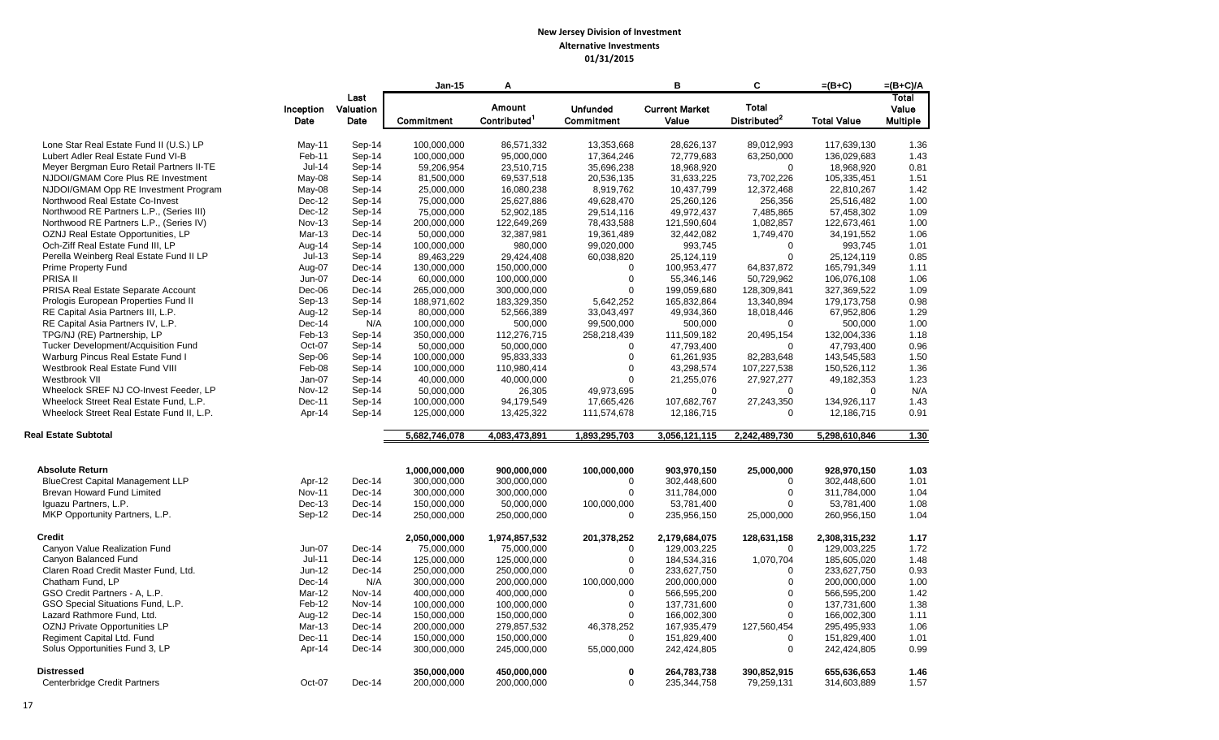**New Jersey Division of Investment**
**Alternative Investments**
**01/31/2015**

| | Inception Date | Last Valuation Date | Jan-15 Commitment | A Amount Contributed[1] | Unfunded Commitment | B Current Market Value | C Total Distributed[2] | =(B+C) Total Value | =(B+C)/A Total Value Multiple |
|---|---|---|---|---|---|---|---|---|---|
| Lone Star Real Estate Fund II (U.S.) LP | May-11 | Sep-14 | 100,000,000 | 86,571,332 | 13,353,668 | 28,626,137 | 89,012,993 | 117,639,130 | 1.36 |
| Lubert Adler Real Estate Fund VI-B | Feb-11 | Sep-14 | 100,000,000 | 95,000,000 | 17,364,246 | 72,779,683 | 63,250,000 | 136,029,683 | 1.43 |
| Meyer Bergman Euro Retail Partners II-TE | Jul-14 | Sep-14 | 59,206,954 | 23,510,715 | 35,696,238 | 18,968,920 | 0 | 18,968,920 | 0.81 |
| NJDOI/GMAM Core Plus RE Investment | May-08 | Sep-14 | 81,500,000 | 69,537,518 | 20,536,135 | 31,633,225 | 73,702,226 | 105,335,451 | 1.51 |
| NJDOI/GMAM Opp RE Investment Program | May-08 | Sep-14 | 25,000,000 | 16,080,238 | 8,919,762 | 10,437,799 | 12,372,468 | 22,810,267 | 1.42 |
| Northwood Real Estate Co-Invest | Dec-12 | Sep-14 | 75,000,000 | 25,627,886 | 49,628,470 | 25,260,126 | 256,356 | 25,516,482 | 1.00 |
| Northwood RE Partners L.P., (Series III) | Dec-12 | Sep-14 | 75,000,000 | 52,902,185 | 29,514,116 | 49,972,437 | 7,485,865 | 57,458,302 | 1.09 |
| Northwood RE Partners L.P., (Series IV) | Nov-13 | Sep-14 | 200,000,000 | 122,649,269 | 78,433,588 | 121,590,604 | 1,082,857 | 122,673,461 | 1.00 |
| OZNJ Real Estate Opportunities, LP | Mar-13 | Dec-14 | 50,000,000 | 32,387,981 | 19,361,489 | 32,442,082 | 1,749,470 | 34,191,552 | 1.06 |
| Och-Ziff Real Estate Fund III, LP | Aug-14 | Sep-14 | 100,000,000 | 980,000 | 99,020,000 | 993,745 | 0 | 993,745 | 1.01 |
| Perella Weinberg Real Estate Fund II LP | Jul-13 | Sep-14 | 89,463,229 | 29,424,408 | 60,038,820 | 25,124,119 | 0 | 25,124,119 | 0.85 |
| Prime Property Fund | Aug-07 | Dec-14 | 130,000,000 | 150,000,000 | 0 | 100,953,477 | 64,837,872 | 165,791,349 | 1.11 |
| PRISA II | Jun-07 | Dec-14 | 60,000,000 | 100,000,000 | 0 | 55,346,146 | 50,729,962 | 106,076,108 | 1.06 |
| PRISA Real Estate Separate Account | Dec-06 | Dec-14 | 265,000,000 | 300,000,000 | 0 | 199,059,680 | 128,309,841 | 327,369,522 | 1.09 |
| Prologis European Properties Fund II | Sep-13 | Sep-14 | 188,971,602 | 183,329,350 | 5,642,252 | 165,832,864 | 13,340,894 | 179,173,758 | 0.98 |
| RE Capital Asia Partners III, L.P. | Aug-12 | Sep-14 | 80,000,000 | 52,566,389 | 33,043,497 | 49,934,360 | 18,018,446 | 67,952,806 | 1.29 |
| RE Capital Asia Partners IV, L.P. | Dec-14 | N/A | 100,000,000 | 500,000 | 99,500,000 | 500,000 | 0 | 500,000 | 1.00 |
| TPG/NJ (RE) Partnership, LP | Feb-13 | Sep-14 | 350,000,000 | 112,276,715 | 258,218,439 | 111,509,182 | 20,495,154 | 132,004,336 | 1.18 |
| Tucker Development/Acquisition Fund | Oct-07 | Sep-14 | 50,000,000 | 50,000,000 | 0 | 47,793,400 | 0 | 47,793,400 | 0.96 |
| Warburg Pincus Real Estate Fund I | Sep-06 | Sep-14 | 100,000,000 | 95,833,333 | 0 | 61,261,935 | 82,283,648 | 143,545,583 | 1.50 |
| Westbrook Real Estate Fund VIII | Feb-08 | Sep-14 | 100,000,000 | 110,980,414 | 0 | 43,298,574 | 107,227,538 | 150,526,112 | 1.36 |
| Westbrook VII | Jan-07 | Sep-14 | 40,000,000 | 40,000,000 | 0 | 21,255,076 | 27,927,277 | 49,182,353 | 1.23 |
| Wheelock SREF NJ CO-Invest Feeder, LP | Nov-12 | Sep-14 | 50,000,000 | 26,305 | 49,973,695 | 0 | 0 | 0 | N/A |
| Wheelock Street Real Estate Fund, L.P. | Dec-11 | Sep-14 | 100,000,000 | 94,179,549 | 17,665,426 | 107,682,767 | 27,243,350 | 134,926,117 | 1.43 |
| Wheelock Street Real Estate Fund II, L.P. | Apr-14 | Sep-14 | 125,000,000 | 13,425,322 | 111,574,678 | 12,186,715 | 0 | 12,186,715 | 0.91 |
| **Real Estate Subtotal** | | | **5,682,746,078** | **4,083,473,891** | **1,893,295,703** | **3,056,121,115** | **2,242,489,730** | **5,298,610,846** | **1.30** |
| **Absolute Return** | | | **1,000,000,000** | **900,000,000** | **100,000,000** | **903,970,150** | **25,000,000** | **928,970,150** | **1.03** |
| BlueCrest Capital Management LLP | Apr-12 | Dec-14 | 300,000,000 | 300,000,000 | 0 | 302,448,600 | 0 | 302,448,600 | 1.01 |
| Brevan Howard Fund Limited | Nov-11 | Dec-14 | 300,000,000 | 300,000,000 | 0 | 311,784,000 | 0 | 311,784,000 | 1.04 |
| Iguazu Partners, L.P. | Dec-13 | Dec-14 | 150,000,000 | 50,000,000 | 100,000,000 | 53,781,400 | 0 | 53,781,400 | 1.08 |
| MKP Opportunity Partners, L.P. | Sep-12 | Dec-14 | 250,000,000 | 250,000,000 | 0 | 235,956,150 | 25,000,000 | 260,956,150 | 1.04 |
| **Credit** | | | **2,050,000,000** | **1,974,857,532** | **201,378,252** | **2,179,684,075** | **128,631,158** | **2,308,315,232** | **1.17** |
| Canyon Value Realization Fund | Jun-07 | Dec-14 | 75,000,000 | 75,000,000 | 0 | 129,003,225 | 0 | 129,003,225 | 1.72 |
| Canyon Balanced Fund | Jul-11 | Dec-14 | 125,000,000 | 125,000,000 | 0 | 184,534,316 | 1,070,704 | 185,605,020 | 1.48 |
| Claren Road Credit Master Fund, Ltd. | Jun-12 | Dec-14 | 250,000,000 | 250,000,000 | 0 | 233,627,750 | 0 | 233,627,750 | 0.93 |
| Chatham Fund, LP | Dec-14 | N/A | 300,000,000 | 200,000,000 | 100,000,000 | 200,000,000 | 0 | 200,000,000 | 1.00 |
| GSO Credit Partners - A, L.P. | Mar-12 | Nov-14 | 400,000,000 | 400,000,000 | 0 | 566,595,200 | 0 | 566,595,200 | 1.42 |
| GSO Special Situations Fund, L.P. | Feb-12 | Nov-14 | 100,000,000 | 100,000,000 | 0 | 137,731,600 | 0 | 137,731,600 | 1.38 |
| Lazard Rathmore Fund, Ltd. | Aug-12 | Dec-14 | 150,000,000 | 150,000,000 | 0 | 166,002,300 | 0 | 166,002,300 | 1.11 |
| OZNJ Private Opportunities LP | Mar-13 | Dec-14 | 200,000,000 | 279,857,532 | 46,378,252 | 167,935,479 | 127,560,454 | 295,495,933 | 1.06 |
| Regiment Capital Ltd. Fund | Dec-11 | Dec-14 | 150,000,000 | 150,000,000 | 0 | 151,829,400 | 0 | 151,829,400 | 1.01 |
| Solus Opportunities Fund 3, LP | Apr-14 | Dec-14 | 300,000,000 | 245,000,000 | 55,000,000 | 242,424,805 | 0 | 242,424,805 | 0.99 |
| **Distressed** | | | **350,000,000** | **450,000,000** | **0** | **264,783,738** | **390,852,915** | **655,636,653** | **1.46** |
| Centerbridge Credit Partners | Oct-07 | Dec-14 | 200,000,000 | 200,000,000 | 0 | 235,344,758 | 79,259,131 | 314,603,889 | 1.57 |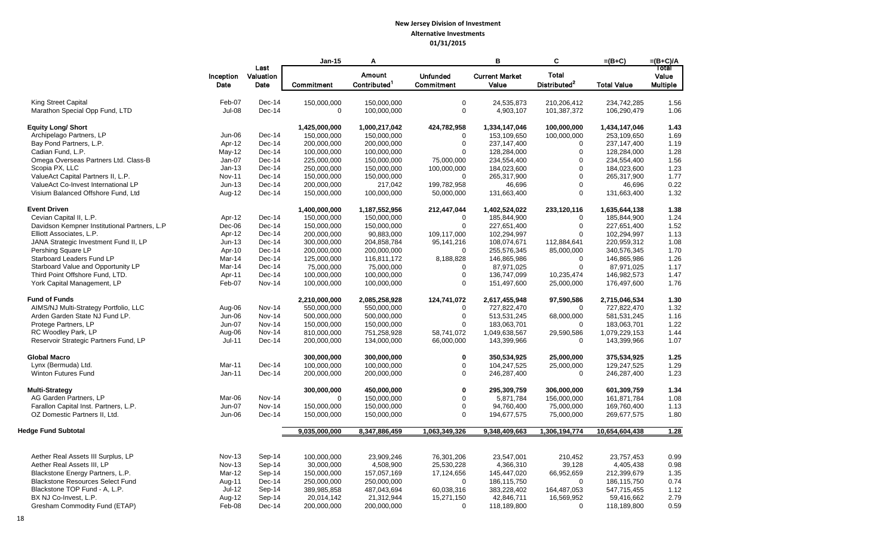**New Jersey Division of Investment**
**Alternative Investments**
**01/31/2015**

| | Inception Date | Last Valuation Date | Jan-15 Commitment | A Amount Contributed[1] | Unfunded Commitment | B Current Market Value | C Total Distributed[2] | =(B+C) Total Value | =(B+C)/A Total Value Multiple |
|---|---|---|---|---|---|---|---|---|---|
| King Street Capital | Feb-07 | Dec-14 | 150,000,000 | 150,000,000 | 0 | 24,535,873 | 210,206,412 | 234,742,285 | 1.56 |
| Marathon Special Opp Fund, LTD | Jul-08 | Dec-14 | 0 | 100,000,000 | 0 | 4,903,107 | 101,387,372 | 106,290,479 | 1.06 |
| **Equity Long/ Short** | | | **1,425,000,000** | **1,000,217,042** | **424,782,958** | **1,334,147,046** | **100,000,000** | **1,434,147,046** | **1.43** |
| Archipelago Partners, LP | Jun-06 | Dec-14 | 150,000,000 | 150,000,000 | 0 | 153,109,650 | 100,000,000 | 253,109,650 | 1.69 |
| Bay Pond Partners, L.P. | Apr-12 | Dec-14 | 200,000,000 | 200,000,000 | 0 | 237,147,400 | 0 | 237,147,400 | 1.19 |
| Cadian Fund, L.P. | May-12 | Dec-14 | 100,000,000 | 100,000,000 | 0 | 128,284,000 | 0 | 128,284,000 | 1.28 |
| Omega Overseas Partners Ltd. Class-B | Jan-07 | Dec-14 | 225,000,000 | 150,000,000 | 75,000,000 | 234,554,400 | 0 | 234,554,400 | 1.56 |
| Scopia PX, LLC | Jan-13 | Dec-14 | 250,000,000 | 150,000,000 | 100,000,000 | 184,023,600 | 0 | 184,023,600 | 1.23 |
| ValueAct Capital Partners II, L.P. | Nov-11 | Dec-14 | 150,000,000 | 150,000,000 | 0 | 265,317,900 | 0 | 265,317,900 | 1.77 |
| ValueAct Co-Invest International LP | Jun-13 | Dec-14 | 200,000,000 | 217,042 | 199,782,958 | 46,696 | 0 | 46,696 | 0.22 |
| Visium Balanced Offshore Fund, Ltd | Aug-12 | Dec-14 | 150,000,000 | 100,000,000 | 50,000,000 | 131,663,400 | 0 | 131,663,400 | 1.32 |
| **Event Driven** | | | **1,400,000,000** | **1,187,552,956** | **212,447,044** | **1,402,524,022** | **233,120,116** | **1,635,644,138** | **1.38** |
| Cevian Capital II, L.P. | Apr-12 | Dec-14 | 150,000,000 | 150,000,000 | 0 | 185,844,900 | 0 | 185,844,900 | 1.24 |
| Davidson Kempner Institutional Partners, L.P | Dec-06 | Dec-14 | 150,000,000 | 150,000,000 | 0 | 227,651,400 | 0 | 227,651,400 | 1.52 |
| Elliott Associates, L.P. | Apr-12 | Dec-14 | 200,000,000 | 90,883,000 | 109,117,000 | 102,294,997 | 0 | 102,294,997 | 1.13 |
| JANA Strategic Investment Fund II, LP | Jun-13 | Dec-14 | 300,000,000 | 204,858,784 | 95,141,216 | 108,074,671 | 112,884,641 | 220,959,312 | 1.08 |
| Pershing Square LP | Apr-10 | Dec-14 | 200,000,000 | 200,000,000 | 0 | 255,576,345 | 85,000,000 | 340,576,345 | 1.70 |
| Starboard Leaders Fund LP | Mar-14 | Dec-14 | 125,000,000 | 116,811,172 | 8,188,828 | 146,865,986 | 0 | 146,865,986 | 1.26 |
| Starboard Value and Opportunity LP | Mar-14 | Dec-14 | 75,000,000 | 75,000,000 | 0 | 87,971,025 | 0 | 87,971,025 | 1.17 |
| Third Point Offshore Fund, LTD. | Apr-11 | Dec-14 | 100,000,000 | 100,000,000 | 0 | 136,747,099 | 10,235,474 | 146,982,573 | 1.47 |
| York Capital Management, LP | Feb-07 | Nov-14 | 100,000,000 | 100,000,000 | 0 | 151,497,600 | 25,000,000 | 176,497,600 | 1.76 |
| **Fund of Funds** | | | **2,210,000,000** | **2,085,258,928** | **124,741,072** | **2,617,455,948** | **97,590,586** | **2,715,046,534** | **1.30** |
| AIMS/NJ Multi-Strategy Portfolio, LLC | Aug-06 | Nov-14 | 550,000,000 | 550,000,000 | 0 | 727,822,470 | 0 | 727,822,470 | 1.32 |
| Arden Garden State NJ Fund LP. | Jun-06 | Nov-14 | 500,000,000 | 500,000,000 | 0 | 513,531,245 | 68,000,000 | 581,531,245 | 1.16 |
| Protege Partners, LP | Jun-07 | Nov-14 | 150,000,000 | 150,000,000 | 0 | 183,063,701 | 0 | 183,063,701 | 1.22 |
| RC Woodley Park, LP | Aug-06 | Nov-14 | 810,000,000 | 751,258,928 | 58,741,072 | 1,049,638,567 | 29,590,586 | 1,079,229,153 | 1.44 |
| Reservoir Strategic Partners Fund, LP | Jul-11 | Dec-14 | 200,000,000 | 134,000,000 | 66,000,000 | 143,399,966 | 0 | 143,399,966 | 1.07 |
| **Global Macro** | | | **300,000,000** | **300,000,000** | **0** | **350,534,925** | **25,000,000** | **375,534,925** | **1.25** |
| Lynx (Bermuda) Ltd. | Mar-11 | Dec-14 | 100,000,000 | 100,000,000 | 0 | 104,247,525 | 25,000,000 | 129,247,525 | 1.29 |
| Winton Futures Fund | Jan-11 | Dec-14 | 200,000,000 | 200,000,000 | 0 | 246,287,400 | 0 | 246,287,400 | 1.23 |
| **Multi-Strategy** | | | **300,000,000** | **450,000,000** | **0** | **295,309,759** | **306,000,000** | **601,309,759** | **1.34** |
| AG Garden Partners, LP | Mar-06 | Nov-14 | 0 | 150,000,000 | 0 | 5,871,784 | 156,000,000 | 161,871,784 | 1.08 |
| Farallon Capital Inst. Partners, L.P. | Jun-07 | Nov-14 | 150,000,000 | 150,000,000 | 0 | 94,760,400 | 75,000,000 | 169,760,400 | 1.13 |
| OZ Domestic Partners II, Ltd. | Jun-06 | Dec-14 | 150,000,000 | 150,000,000 | 0 | 194,677,575 | 75,000,000 | 269,677,575 | 1.80 |
| **Hedge Fund Subtotal** | | | **9,035,000,000** | **8,347,886,459** | **1,063,349,326** | **9,348,409,663** | **1,306,194,774** | **10,654,604,438** | **1.28** |
| Aether Real Assets III Surplus, LP | Nov-13 | Sep-14 | 100,000,000 | 23,909,246 | 76,301,206 | 23,547,001 | 210,452 | 23,757,453 | 0.99 |
| Aether Real Assets III, LP | Nov-13 | Sep-14 | 30,000,000 | 4,508,900 | 25,530,228 | 4,366,310 | 39,128 | 4,405,438 | 0.98 |
| Blackstone Energy Partners, L.P. | Mar-12 | Sep-14 | 150,000,000 | 157,057,169 | 17,124,656 | 145,447,020 | 66,952,659 | 212,399,679 | 1.35 |
| Blackstone Resources Select Fund | Aug-11 | Dec-14 | 250,000,000 | 250,000,000 | 0 | 186,115,750 | 0 | 186,115,750 | 0.74 |
| Blackstone TOP Fund - A, L.P. | Jul-12 | Sep-14 | 389,985,858 | 487,043,694 | 60,038,316 | 383,228,402 | 164,487,053 | 547,715,455 | 1.12 |
| BX NJ Co-Invest, L.P. | Aug-12 | Sep-14 | 20,014,142 | 21,312,944 | 15,271,150 | 42,846,711 | 16,569,952 | 59,416,662 | 2.79 |
| Gresham Commodity Fund (ETAP) | Feb-08 | Dec-14 | 200,000,000 | 200,000,000 | 0 | 118,189,800 | 0 | 118,189,800 | 0.59 |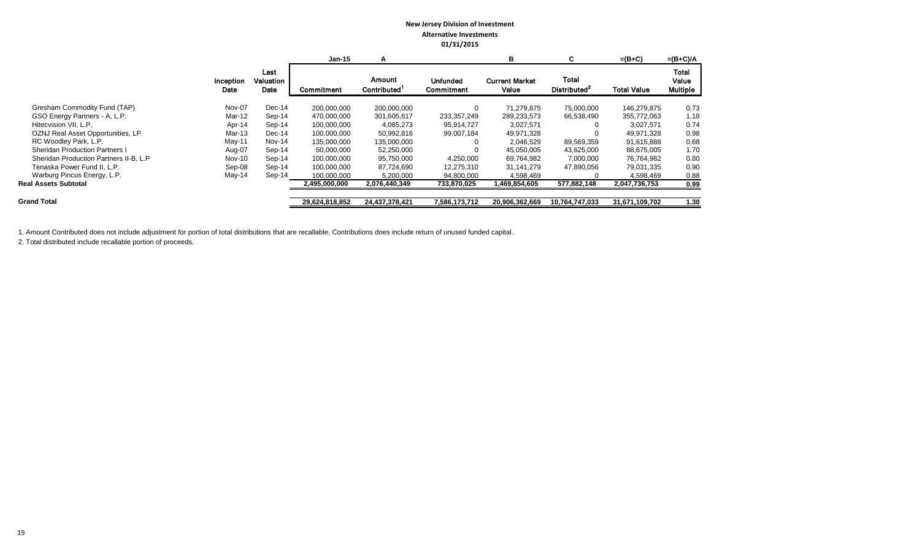**New Jersey Division of Investment**

**Alternative Investments**

**01/31/2015**

| | Inception Date | Last Valuation Date | Jan-15<br>Commitment | A<br>Amount Contributed[1] | Unfunded Commitment | B<br>Current Market Value | C<br>Total Distributed[2] | =(B+C)<br>Total Value | =(B+C)/A<br>Total Value Multiple |
|---|---|---|---|---|---|---|---|---|---|
| Gresham Commodity Fund (TAP) | Nov-07 | Dec-14 | 200,000,000 | 200,000,000 | 0 | 71,279,875 | 75,000,000 | 146,279,875 | 0.73 |
| GSO Energy Partners - A, L.P. | Mar-12 | Sep-14 | 470,000,000 | 301,605,617 | 233,357,249 | 289,233,573 | 66,538,490 | 355,772,063 | 1.18 |
| Hitecvision VII, L.P. | Apr-14 | Sep-14 | 100,000,000 | 4,085,273 | 95,914,727 | 3,027,571 | 0 | 3,027,571 | 0.74 |
| OZNJ Real Asset Opportunities, LP | Mar-13 | Dec-14 | 100,000,000 | 50,992,816 | 99,007,184 | 49,971,328 | 0 | 49,971,328 | 0.98 |
| RC Woodley Park, L.P. | May-11 | Nov-14 | 135,000,000 | 135,000,000 | 0 | 2,046,529 | 89,569,359 | 91,615,888 | 0.68 |
| Sheridan Production Partners I | Aug-07 | Sep-14 | 50,000,000 | 52,250,000 | 0 | 45,050,005 | 43,625,000 | 88,675,005 | 1.70 |
| Sheridan Production Partners II-B, L.P | Nov-10 | Sep-14 | 100,000,000 | 95,750,000 | 4,250,000 | 69,764,982 | 7,000,000 | 76,764,982 | 0.80 |
| Tenaska Power Fund II, L.P. | Sep-08 | Sep-14 | 100,000,000 | 87,724,690 | 12,275,310 | 31,141,279 | 47,890,056 | 79,031,335 | 0.90 |
| Warburg Pincus Energy, L.P. | May-14 | Sep-14 | 100,000,000 | 5,200,000 | 94,800,000 | 4,598,469 | 0 | 4,598,469 | 0.88 |
| **Real Assets Subtotal** | | | **2,495,000,000** | **2,076,440,349** | **733,870,025** | **1,469,854,605** | **577,882,148** | **2,047,736,753** | **0.99** |
| **Grand Total** | | | **29,624,818,852** | **24,437,378,421** | **7,586,173,712** | **20,906,362,669** | **10,764,747,033** | **31,671,109,702** | **1.30** |

1. Amount Contributed does not include adjustment for portion of total distributions that are recallable. Contributions does include return of unused funded capital.

2. Total distributed include recallable portion of proceeds.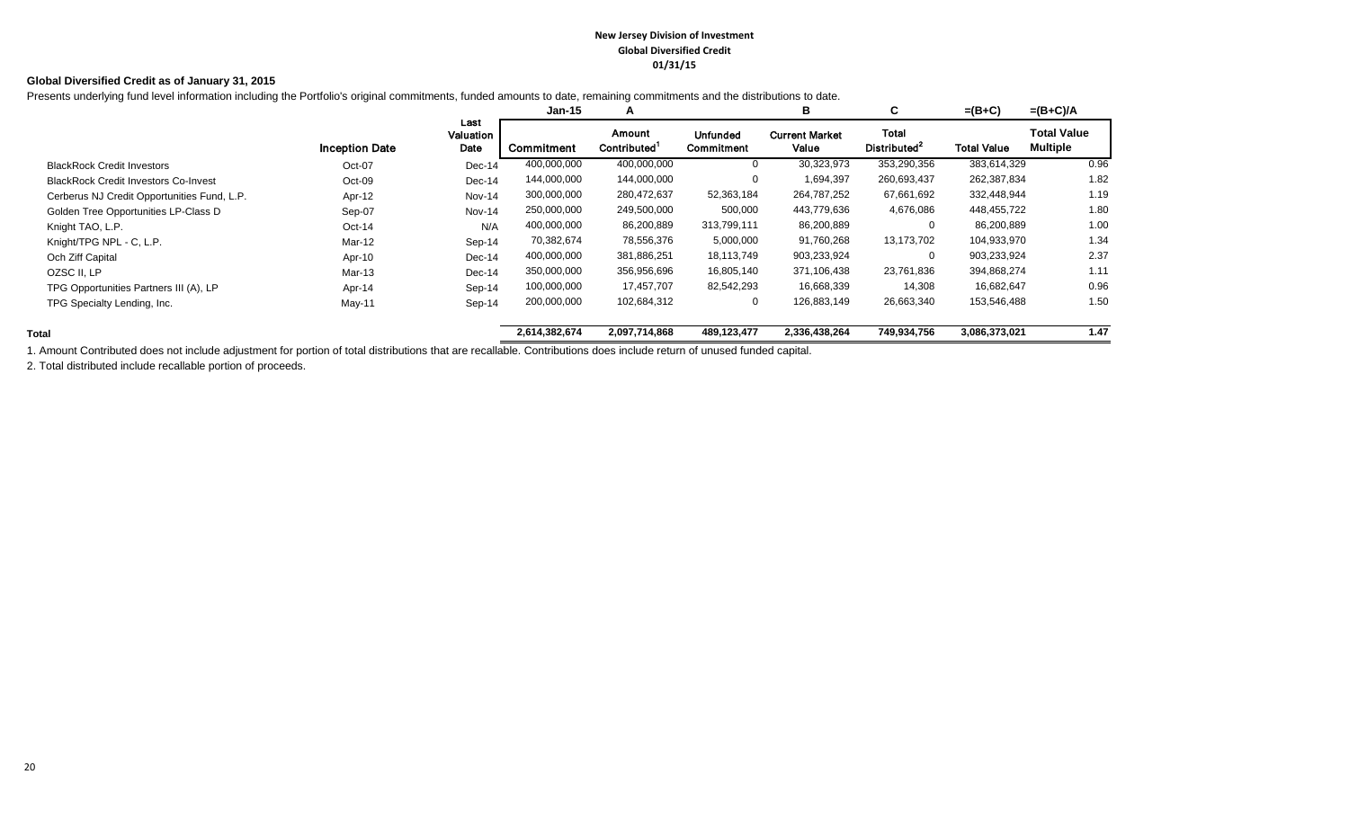**New Jersey Division of Investment**
**Global Diversified Credit**
**01/31/15**

**Global Diversified Credit as of January 31, 2015**

Presents underlying fund level information including the Portfolio's original commitments, funded amounts to date, remaining commitments and the distributions to date.

| | | | Jan-15 | A | | B | C | =(B+C) | =(B+C)/A |
|---|---|---|---|---|---|---|---|---|---|
| | Inception Date | Last Valuation Date | Commitment | Amount Contributed[1] | Unfunded Commitment | Current Market Value | Total Distributed[2] | Total Value | Total Value Multiple |
| BlackRock Credit Investors | Oct-07 | Dec-14 | 400,000,000 | 400,000,000 | 0 | 30,323,973 | 353,290,356 | 383,614,329 | 0.96 |
| BlackRock Credit Investors Co-Invest | Oct-09 | Dec-14 | 144,000,000 | 144,000,000 | 0 | 1,694,397 | 260,693,437 | 262,387,834 | 1.82 |
| Cerberus NJ Credit Opportunities Fund, L.P. | Apr-12 | Nov-14 | 300,000,000 | 280,472,637 | 52,363,184 | 264,787,252 | 67,661,692 | 332,448,944 | 1.19 |
| Golden Tree Opportunities LP-Class D | Sep-07 | Nov-14 | 250,000,000 | 249,500,000 | 500,000 | 443,779,636 | 4,676,086 | 448,455,722 | 1.80 |
| Knight TAO, L.P. | Oct-14 | N/A | 400,000,000 | 86,200,889 | 313,799,111 | 86,200,889 | 0 | 86,200,889 | 1.00 |
| Knight/TPG NPL - C, L.P. | Mar-12 | Sep-14 | 70,382,674 | 78,556,376 | 5,000,000 | 91,760,268 | 13,173,702 | 104,933,970 | 1.34 |
| Och Ziff Capital | Apr-10 | Dec-14 | 400,000,000 | 381,886,251 | 18,113,749 | 903,233,924 | 0 | 903,233,924 | 2.37 |
| OZSC II, LP | Mar-13 | Dec-14 | 350,000,000 | 356,956,696 | 16,805,140 | 371,106,438 | 23,761,836 | 394,868,274 | 1.11 |
| TPG Opportunities Partners III (A), LP | Apr-14 | Sep-14 | 100,000,000 | 17,457,707 | 82,542,293 | 16,668,339 | 14,308 | 16,682,647 | 0.96 |
| TPG Specialty Lending, Inc. | May-11 | Sep-14 | 200,000,000 | 102,684,312 | 0 | 126,883,149 | 26,663,340 | 153,546,488 | 1.50 |
| **Total** | | | **2,614,382,674** | **2,097,714,868** | **489,123,477** | **2,336,438,264** | **749,934,756** | **3,086,373,021** | **1.47** |

1. Amount Contributed does not include adjustment for portion of total distributions that are recallable. Contributions does include return of unused funded capital.

2. Total distributed include recallable portion of proceeds.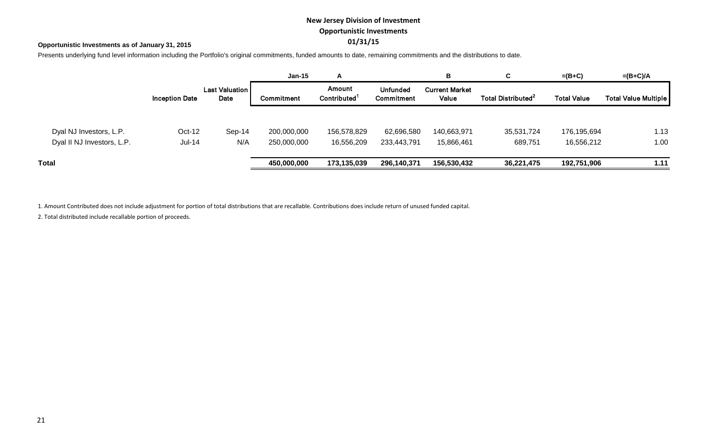**New Jersey Division of Investment**
**Opportunistic Investments**
**01/31/15**

**Opportunistic Investments as of January 31, 2015**

Presents underlying fund level information including the Portfolio's original commitments, funded amounts to date, remaining commitments and the distributions to date.

| | | | Jan-15 | A | | B | C | =(B+C) | =(B+C)/A |
|---|---|---|---|---|---|---|---|---|---|
| | Inception Date | Last Valuation Date | Commitment | Amount Contributed[1] | Unfunded Commitment | Current Market Value | Total Distributed[2] | Total Value | Total Value Multiple |
| Dyal NJ Investors, L.P. | Oct-12 | Sep-14 | 200,000,000 | 156,578,829 | 62,696,580 | 140,663,971 | 35,531,724 | 176,195,694 | 1.13 |
| Dyal II NJ Investors, L.P. | Jul-14 | N/A | 250,000,000 | 16,556,209 | 233,443,791 | 15,866,461 | 689,751 | 16,556,212 | 1.00 |
| **Total** | | | **450,000,000** | **173,135,039** | **296,140,371** | **156,530,432** | **36,221,475** | **192,751,906** | **1.11** |

1. Amount Contributed does not include adjustment for portion of total distributions that are recallable. Contributions does include return of unused funded capital.

2. Total distributed include recallable portion of proceeds.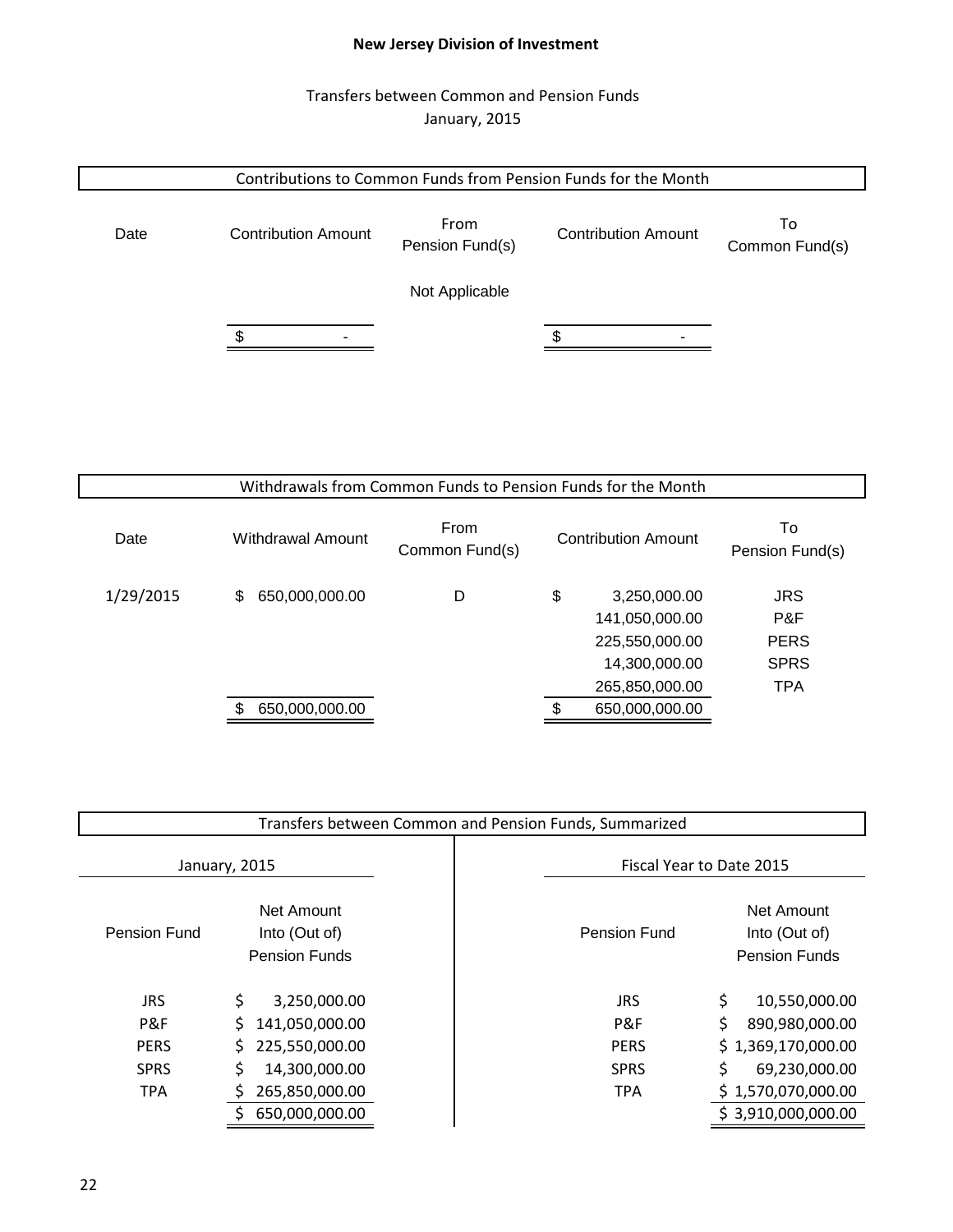**New Jersey Division of Investment**

Transfers between Common and Pension Funds
January, 2015

| Contributions to Common Funds from Pension Funds for the Month | | | | |
|---|---|---|---|---|
| Date | Contribution Amount | From Pension Fund(s) | Contribution Amount | To Common Fund(s) |
| | | Not Applicable | | |
| | $ - | | $ - | |

| Withdrawals from Common Funds to Pension Funds for the Month | | | | |
|---|---|---|---|---|
| Date | Withdrawal Amount | From Common Fund(s) | Contribution Amount | To Pension Fund(s) |
| 1/29/2015 | $ 650,000,000.00 | D | $ 3,250,000.00 | JRS |
| | | | 141,050,000.00 | P&F |
| | | | 225,550,000.00 | PERS |
| | | | 14,300,000.00 | SPRS |
| | | | 265,850,000.00 | TPA |
| | $ 650,000,000.00 | | $ 650,000,000.00 | |

Transfers between Common and Pension Funds, Summarized

| January, 2015 | | Fiscal Year to Date 2015 | |
|---|---|---|---|
| Pension Fund | Net Amount Into (Out of) Pension Funds | Pension Fund | Net Amount Into (Out of) Pension Funds |
| JRS | $ 3,250,000.00 | JRS | $ 10,550,000.00 |
| P&F | $ 141,050,000.00 | P&F | $ 890,980,000.00 |
| PERS | $ 225,550,000.00 | PERS | $ 1,369,170,000.00 |
| SPRS | $ 14,300,000.00 | SPRS | $ 69,230,000.00 |
| TPA | $ 265,850,000.00 | TPA | $ 1,570,070,000.00 |
| | $ 650,000,000.00 | | $ 3,910,000,000.00 |